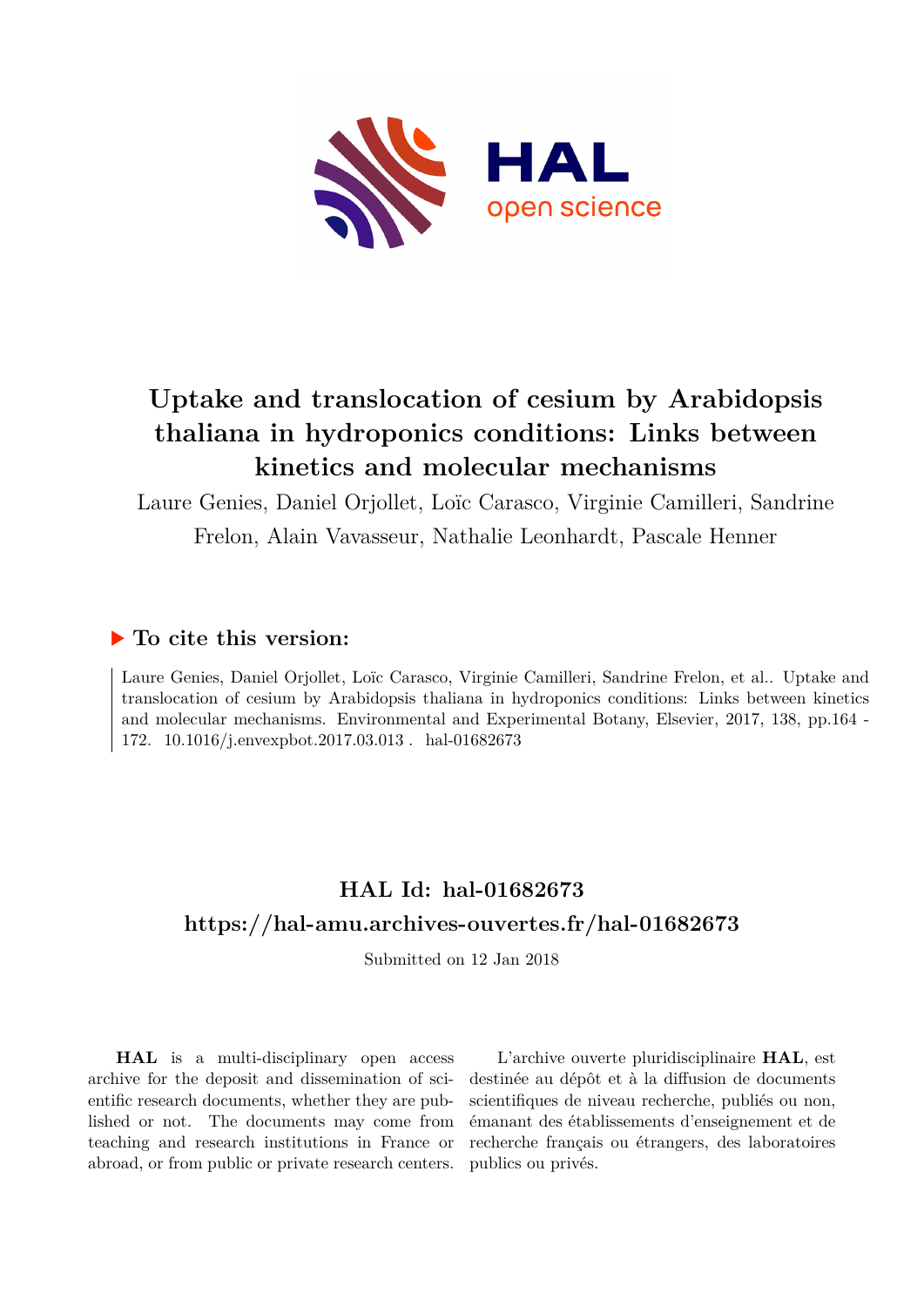# Uptake and translocation of cesium by Arabidopsis thaliana in hydroponics conditions: Links between kinetics and molecular mechanisms

Laure Genies, Daniel Orjollet, Loïc Carasco, Virginie Camilleri, Sandrine Frelon, Alain Vavasseur, Nathalie Leonhardt, Pascale Henner

## ▶ To cite this version:

Laure Genies, Daniel Orjollet, Loïc Carasco, Virginie Camilleri, Sandrine Frelon, et al.. Uptake and translocation of cesium by Arabidopsis thaliana in hydroponics conditions: Links between kinetics and molecular mechanisms. Environmental and Experimental Botany, Elsevier, 2017, 138, pp.164 - 172. 10.1016/j.envexpbot.2017.03.013 . hal-01682673

## HAL Id: hal-01682673

## https://hal-amu.archives-ouvertes.fr/hal-01682673

Submitted on 12 Jan 2018

**HAL** is a multi-disciplinary open access archive for the deposit and dissemination of scientific research documents, whether they are published or not. The documents may come from teaching and research institutions in France or abroad, or from public or private research centers.

L'archive ouverte pluridisciplinaire **HAL**, est destinée au dépôt et à la diffusion de documents scientifiques de niveau recherche, publiés ou non, émanant des établissements d'enseignement et de recherche français ou étrangers, des laboratoires publics ou privés.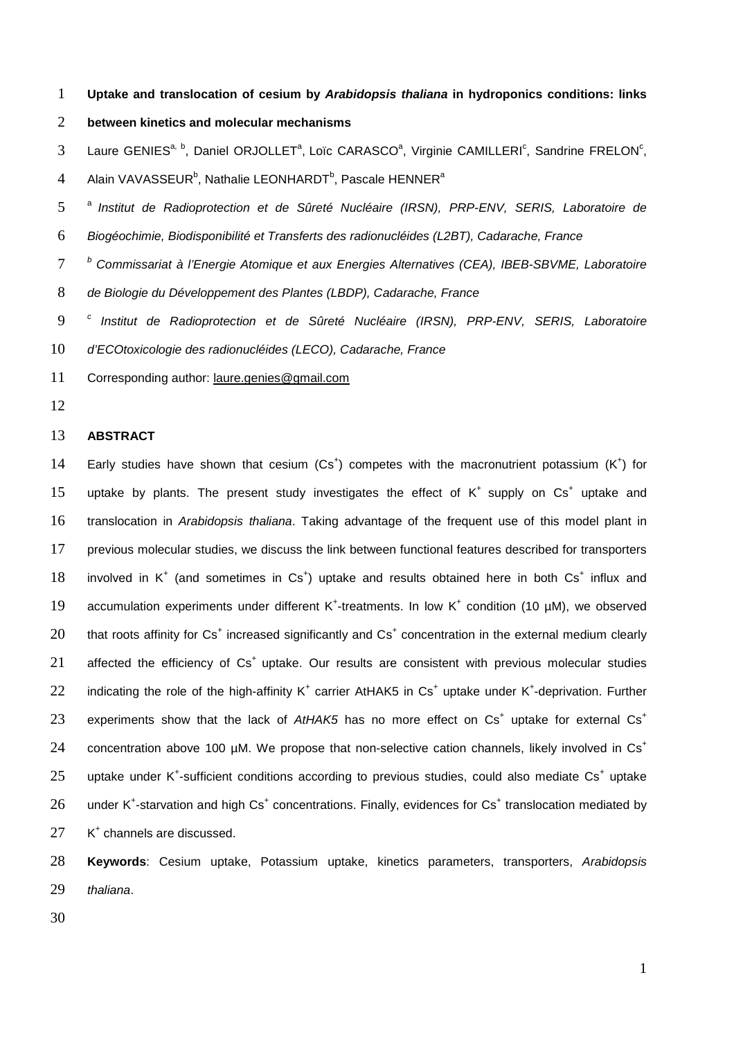**Uptake and translocation of cesium by *Arabidopsis thaliana* in hydroponics conditions: links between kinetics and molecular mechanisms**

Laure GENIES[a, b], Daniel ORJOLLET[a], Loïc CARASCO[a], Virginie CAMILLERI[c], Sandrine FRELON[c], Alain VAVASSEUR[b], Nathalie LEONHARDT[b], Pascale HENNER[a]

[a] *Institut de Radioprotection et de Sûreté Nucléaire (IRSN), PRP-ENV, SERIS, Laboratoire de Biogéochimie, Biodisponibilité et Transferts des radionucléides (L2BT), Cadarache, France*

[b] *Commissariat à l'Energie Atomique et aux Energies Alternatives (CEA), IBEB-SBVME, Laboratoire de Biologie du Développement des Plantes (LBDP), Cadarache, France*

[c] *Institut de Radioprotection et de Sûreté Nucléaire (IRSN), PRP-ENV, SERIS, Laboratoire d'ECOtoxicologie des radionucléides (LECO), Cadarache, France*

Corresponding author: laure.genies@gmail.com

## ABSTRACT

Early studies have shown that cesium ($Cs^+$) competes with the macronutrient potassium ($K^+$) for uptake by plants. The present study investigates the effect of $K^+$ supply on $Cs^+$ uptake and translocation in *Arabidopsis thaliana*. Taking advantage of the frequent use of this model plant in previous molecular studies, we discuss the link between functional features described for transporters involved in $K^+$ (and sometimes in $Cs^+$) uptake and results obtained here in both $Cs^+$ influx and accumulation experiments under different $K^+$-treatments. In low $K^+$ condition (10 µM), we observed that roots affinity for $Cs^+$ increased significantly and $Cs^+$ concentration in the external medium clearly affected the efficiency of $Cs^+$ uptake. Our results are consistent with previous molecular studies indicating the role of the high-affinity $K^+$ carrier AtHAK5 in $Cs^+$ uptake under $K^+$-deprivation. Further experiments show that the lack of *AtHAK5* has no more effect on $Cs^+$ uptake for external $Cs^+$ concentration above 100 µM. We propose that non-selective cation channels, likely involved in $Cs^+$ uptake under $K^+$-sufficient conditions according to previous studies, could also mediate $Cs^+$ uptake under $K^+$-starvation and high $Cs^+$ concentrations. Finally, evidences for $Cs^+$ translocation mediated by $K^+$ channels are discussed.

**Keywords**: Cesium uptake, Potassium uptake, kinetics parameters, transporters, *Arabidopsis thaliana*.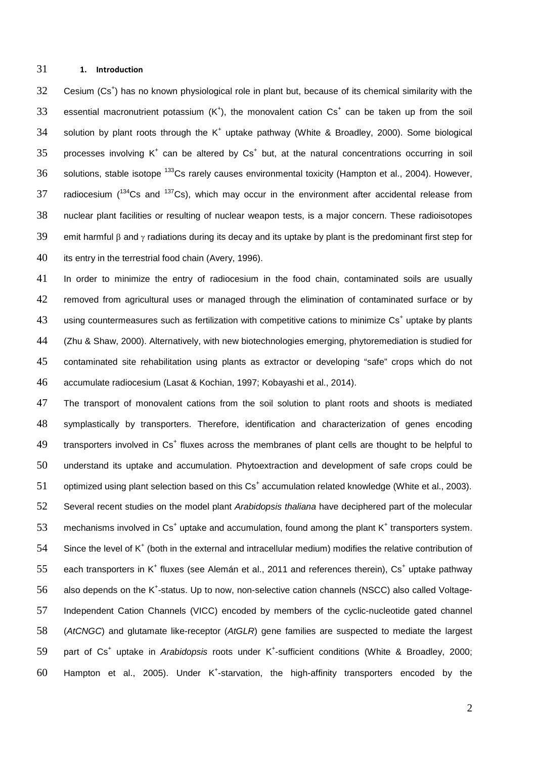## 1. Introduction

Cesium ($Cs^+$) has no known physiological role in plant but, because of its chemical similarity with the essential macronutrient potassium ($K^+$), the monovalent cation $Cs^+$ can be taken up from the soil solution by plant roots through the $K^+$ uptake pathway (White & Broadley, 2000). Some biological processes involving $K^+$ can be altered by $Cs^+$ but, at the natural concentrations occurring in soil solutions, stable isotope $^{133}Cs$ rarely causes environmental toxicity (Hampton et al., 2004). However, radiocesium ($^{134}Cs$ and $^{137}Cs$), which may occur in the environment after accidental release from nuclear plant facilities or resulting of nuclear weapon tests, is a major concern. These radioisotopes emit harmful $\beta$ and $\gamma$ radiations during its decay and its uptake by plant is the predominant first step for its entry in the terrestrial food chain (Avery, 1996).

In order to minimize the entry of radiocesium in the food chain, contaminated soils are usually removed from agricultural uses or managed through the elimination of contaminated surface or by using countermeasures such as fertilization with competitive cations to minimize $Cs^+$ uptake by plants (Zhu & Shaw, 2000). Alternatively, with new biotechnologies emerging, phytoremediation is studied for contaminated site rehabilitation using plants as extractor or developing "safe" crops which do not accumulate radiocesium (Lasat & Kochian, 1997; Kobayashi et al., 2014).

The transport of monovalent cations from the soil solution to plant roots and shoots is mediated symplastically by transporters. Therefore, identification and characterization of genes encoding transporters involved in $Cs^+$ fluxes across the membranes of plant cells are thought to be helpful to understand its uptake and accumulation. Phytoextraction and development of safe crops could be optimized using plant selection based on this $Cs^+$ accumulation related knowledge (White et al., 2003). Several recent studies on the model plant *Arabidopsis thaliana* have deciphered part of the molecular mechanisms involved in $Cs^+$ uptake and accumulation, found among the plant $K^+$ transporters system. Since the level of $K^+$ (both in the external and intracellular medium) modifies the relative contribution of each transporters in $K^+$ fluxes (see Alemán et al., 2011 and references therein), $Cs^+$ uptake pathway also depends on the $K^+$-status. Up to now, non-selective cation channels (NSCC) also called Voltage-Independent Cation Channels (VICC) encoded by members of the cyclic-nucleotide gated channel (*AtCNGC*) and glutamate like-receptor (*AtGLR*) gene families are suspected to mediate the largest part of $Cs^+$ uptake in *Arabidopsis* roots under $K^+$-sufficient conditions (White & Broadley, 2000; Hampton et al., 2005). Under $K^+$-starvation, the high-affinity transporters encoded by the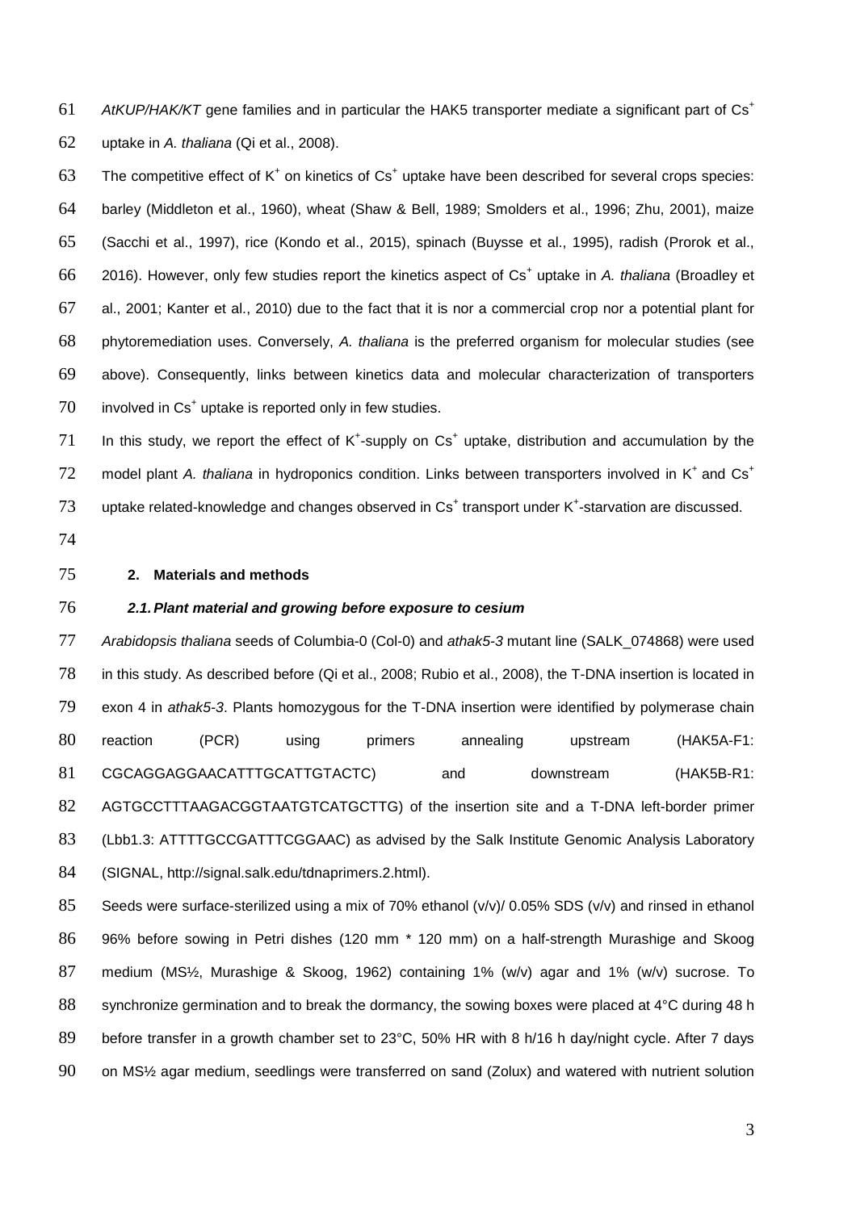*AtKUP/HAK/KT* gene families and in particular the HAK5 transporter mediate a significant part of $Cs^+$ uptake in *A. thaliana* (Qi et al., 2008).

The competitive effect of $K^+$ on kinetics of $Cs^+$ uptake have been described for several crops species: barley (Middleton et al., 1960), wheat (Shaw & Bell, 1989; Smolders et al., 1996; Zhu, 2001), maize (Sacchi et al., 1997), rice (Kondo et al., 2015), spinach (Buysse et al., 1995), radish (Prorok et al., 2016). However, only few studies report the kinetics aspect of $Cs^+$ uptake in *A. thaliana* (Broadley et al., 2001; Kanter et al., 2010) due to the fact that it is nor a commercial crop nor a potential plant for phytoremediation uses. Conversely, *A. thaliana* is the preferred organism for molecular studies (see above). Consequently, links between kinetics data and molecular characterization of transporters involved in $Cs^+$ uptake is reported only in few studies.

In this study, we report the effect of $K^+$-supply on $Cs^+$ uptake, distribution and accumulation by the model plant *A. thaliana* in hydroponics condition. Links between transporters involved in $K^+$ and $Cs^+$ uptake related-knowledge and changes observed in $Cs^+$ transport under $K^+$-starvation are discussed.

## 2. Materials and methods

### *2.1. Plant material and growing before exposure to cesium*

*Arabidopsis thaliana* seeds of Columbia-0 (Col-0) and *athak5-3* mutant line (SALK_074868) were used in this study. As described before (Qi et al., 2008; Rubio et al., 2008), the T-DNA insertion is located in exon 4 in *athak5-3*. Plants homozygous for the T-DNA insertion were identified by polymerase chain reaction (PCR) using primers annealing upstream (HAK5A-F1: CGCAGGAGGAACATTTGCATTGTACTC) and downstream (HAK5B-R1: AGTGCCTTTAAGACGGTAATGTCATGCTTG) of the insertion site and a T-DNA left-border primer (Lbb1.3: ATTTTGCCGATTTCGGAAC) as advised by the Salk Institute Genomic Analysis Laboratory (SIGNAL, http://signal.salk.edu/tdnaprimers.2.html).

Seeds were surface-sterilized using a mix of 70% ethanol (v/v)/ 0.05% SDS (v/v) and rinsed in ethanol 96% before sowing in Petri dishes (120 mm * 120 mm) on a half-strength Murashige and Skoog medium (MS½, Murashige & Skoog, 1962) containing 1% (w/v) agar and 1% (w/v) sucrose. To synchronize germination and to break the dormancy, the sowing boxes were placed at 4°C during 48 h before transfer in a growth chamber set to 23°C, 50% HR with 8 h/16 h day/night cycle. After 7 days on MS½ agar medium, seedlings were transferred on sand (Zolux) and watered with nutrient solution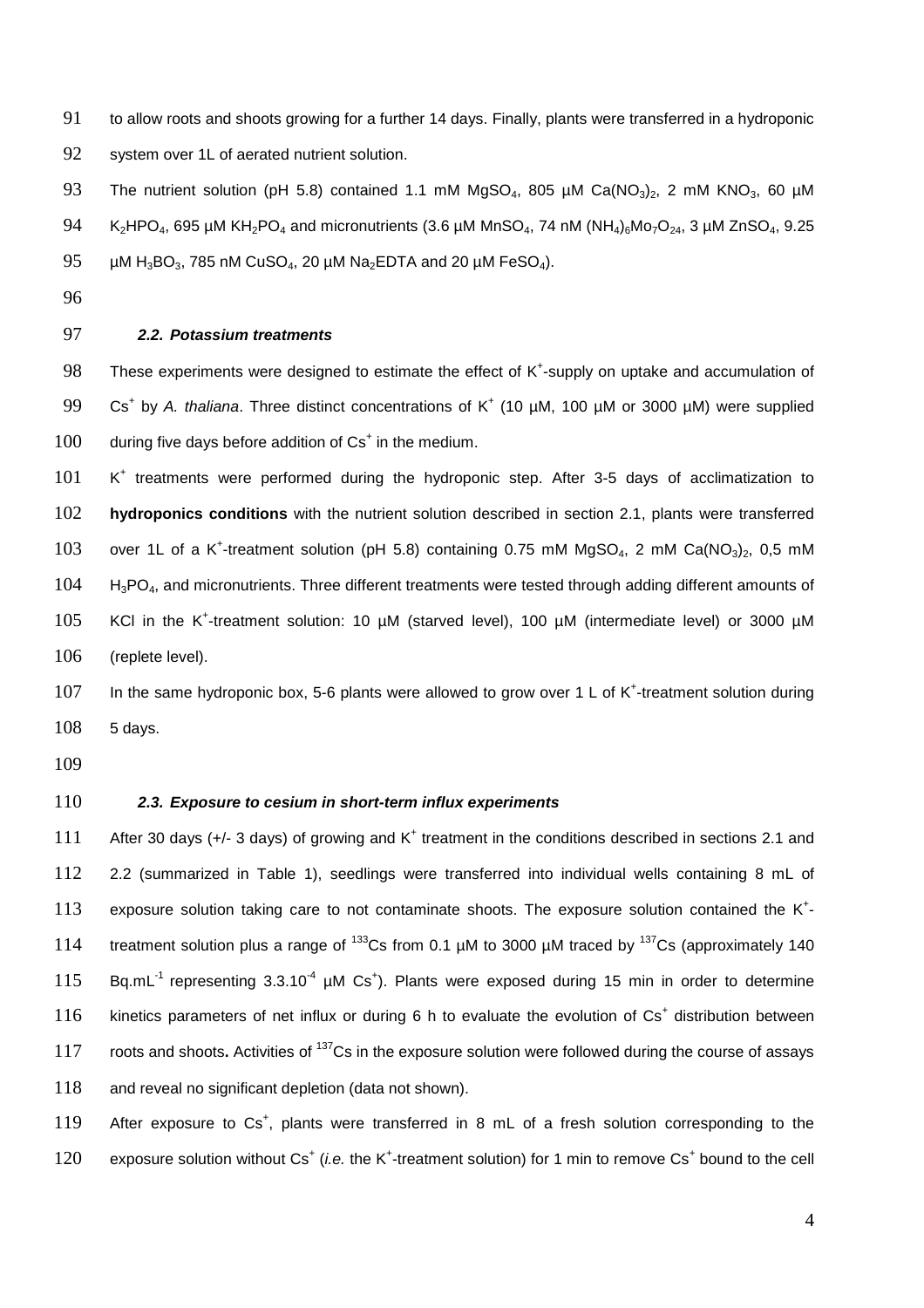to allow roots and shoots growing for a further 14 days. Finally, plants were transferred in a hydroponic system over 1L of aerated nutrient solution.

The nutrient solution (pH 5.8) contained 1.1 mM $MgSO_4$, 805 µM $Ca(NO_3)_2$, 2 mM $KNO_3$, 60 µM $K_2HPO_4$, 695 µM $KH_2PO_4$ and micronutrients (3.6 µM $MnSO_4$, 74 nM $(NH_4)_6Mo_7O_{24}$, 3 µM $ZnSO_4$, 9.25 µM $H_3BO_3$, 785 nM $CuSO_4$, 20 µM $Na_2EDTA$ and 20 µM $FeSO_4$).

### *2.2. Potassium treatments*

These experiments were designed to estimate the effect of $K^+$-supply on uptake and accumulation of $Cs^+$ by *A. thaliana*. Three distinct concentrations of $K^+$ (10 µM, 100 µM or 3000 µM) were supplied during five days before addition of $Cs^+$ in the medium.

$K^+$ treatments were performed during the hydroponic step. After 3-5 days of acclimatization to **hydroponics conditions** with the nutrient solution described in section 2.1, plants were transferred over 1L of a $K^+$-treatment solution (pH 5.8) containing 0.75 mM $MgSO_4$, 2 mM $Ca(NO_3)_2$, 0,5 mM $H_3PO_4$, and micronutrients. Three different treatments were tested through adding different amounts of KCl in the $K^+$-treatment solution: 10 µM (starved level), 100 µM (intermediate level) or 3000 µM (replete level).

In the same hydroponic box, 5-6 plants were allowed to grow over 1 L of $K^+$-treatment solution during 5 days.

### *2.3. Exposure to cesium in short-term influx experiments*

After 30 days (+/- 3 days) of growing and $K^+$ treatment in the conditions described in sections 2.1 and 2.2 (summarized in Table 1), seedlings were transferred into individual wells containing 8 mL of exposure solution taking care to not contaminate shoots. The exposure solution contained the $K^+$-treatment solution plus a range of $^{133}Cs$ from 0.1 µM to 3000 µM traced by $^{137}Cs$ (approximately 140 $Bq.mL^{-1}$ representing $3.3.10^{-4}$ µM $Cs^+$). Plants were exposed during 15 min in order to determine kinetics parameters of net influx or during 6 h to evaluate the evolution of $Cs^+$ distribution between roots and shoots**.** Activities of $^{137}Cs$ in the exposure solution were followed during the course of assays and reveal no significant depletion (data not shown).

After exposure to $Cs^+$, plants were transferred in 8 mL of a fresh solution corresponding to the exposure solution without $Cs^+$ (*i.e.* the $K^+$-treatment solution) for 1 min to remove $Cs^+$ bound to the cell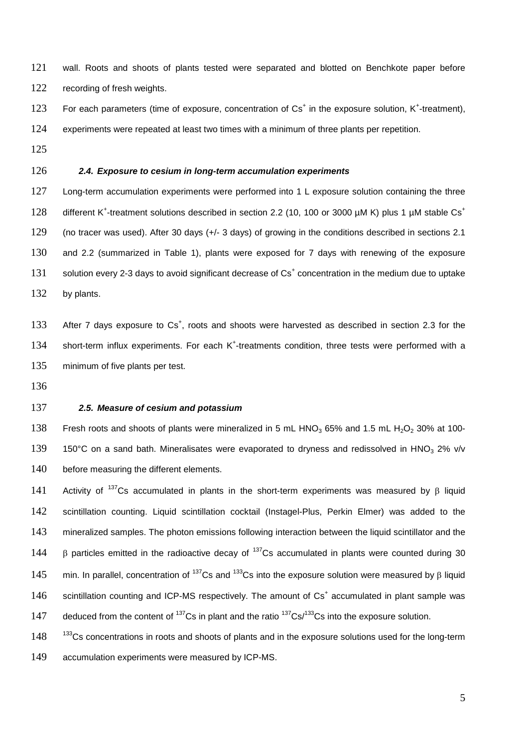wall. Roots and shoots of plants tested were separated and blotted on Benchkote paper before recording of fresh weights.

For each parameters (time of exposure, concentration of $Cs^+$ in the exposure solution, $K^+$-treatment), experiments were repeated at least two times with a minimum of three plants per repetition.

### *2.4. Exposure to cesium in long-term accumulation experiments*

Long-term accumulation experiments were performed into 1 L exposure solution containing the three different $K^+$-treatment solutions described in section 2.2 (10, 100 or 3000 µM K) plus 1 µM stable $Cs^+$ (no tracer was used). After 30 days (+/- 3 days) of growing in the conditions described in sections 2.1 and 2.2 (summarized in Table 1), plants were exposed for 7 days with renewing of the exposure solution every 2-3 days to avoid significant decrease of $Cs^+$ concentration in the medium due to uptake by plants.

After 7 days exposure to $Cs^+$, roots and shoots were harvested as described in section 2.3 for the short-term influx experiments. For each $K^+$-treatments condition, three tests were performed with a minimum of five plants per test.

### *2.5. Measure of cesium and potassium*

Fresh roots and shoots of plants were mineralized in 5 mL $HNO_3$ 65% and 1.5 mL $H_2O_2$ 30% at 100-150°C on a sand bath. Mineralisates were evaporated to dryness and redissolved in $HNO_3$ 2% v/v before measuring the different elements.

Activity of $^{137}Cs$ accumulated in plants in the short-term experiments was measured by $\beta$ liquid scintillation counting. Liquid scintillation cocktail (Instagel-Plus, Perkin Elmer) was added to the mineralized samples. The photon emissions following interaction between the liquid scintillator and the $\beta$ particles emitted in the radioactive decay of $^{137}Cs$ accumulated in plants were counted during 30 min. In parallel, concentration of $^{137}Cs$ and $^{133}Cs$ into the exposure solution were measured by $\beta$ liquid scintillation counting and ICP-MS respectively. The amount of $Cs^+$ accumulated in plant sample was deduced from the content of $^{137}Cs$ in plant and the ratio $^{137}Cs/^{133}Cs$ into the exposure solution.

$^{133}Cs$ concentrations in roots and shoots of plants and in the exposure solutions used for the long-term accumulation experiments were measured by ICP-MS.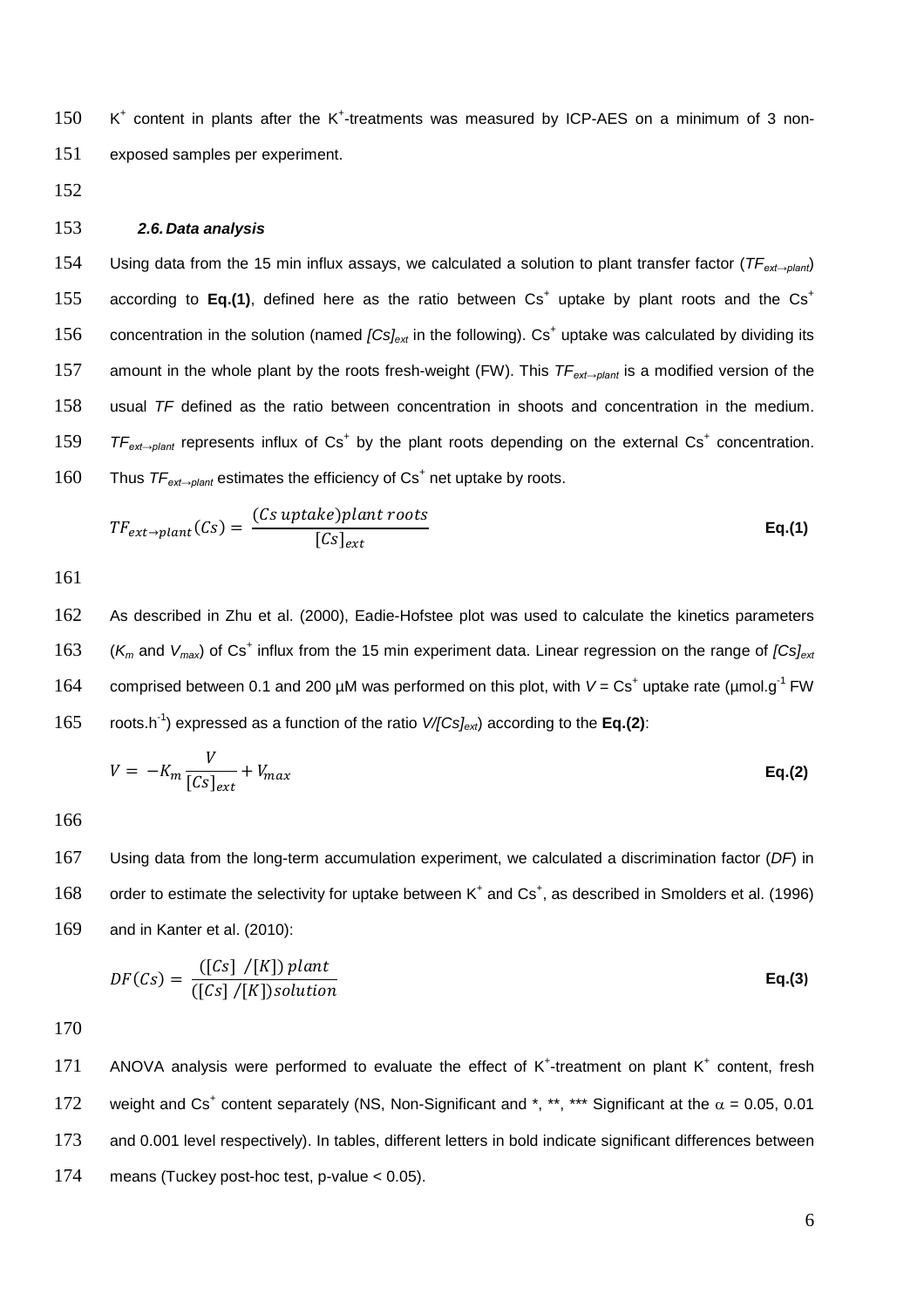$K^+$ content in plants after the $K^+$-treatments was measured by ICP-AES on a minimum of 3 non-exposed samples per experiment.

#### 2.6. Data analysis

Using data from the 15 min influx assays, we calculated a solution to plant transfer factor ($TF_{ext \rightarrow plant}$) according to **Eq.(1)**, defined here as the ratio between $Cs^+$ uptake by plant roots and the $Cs^+$ concentration in the solution (named $[Cs]_{ext}$ in the following). $Cs^+$ uptake was calculated by dividing its amount in the whole plant by the roots fresh-weight (FW). This $TF_{ext \rightarrow plant}$ is a modified version of the usual *TF* defined as the ratio between concentration in shoots and concentration in the medium. $TF_{ext \rightarrow plant}$ represents influx of $Cs^+$ by the plant roots depending on the external $Cs^+$ concentration. Thus $TF_{ext \rightarrow plant}$ estimates the efficiency of $Cs^+$ net uptake by roots.

$$TF_{ext \rightarrow plant}(Cs) = \frac{(Cs\ uptake) plant\ roots}{[Cs]_{ext}} \qquad \textbf{Eq.(1)}$$

As described in Zhu et al. (2000), Eadie-Hofstee plot was used to calculate the kinetics parameters ($K_m$ and $V_{max}$) of $Cs^+$ influx from the 15 min experiment data. Linear regression on the range of $[Cs]_{ext}$ comprised between 0.1 and 200 µM was performed on this plot, with $V$ = $Cs^+$ uptake rate (µmol.g$^{-1}$ FW roots.h$^{-1}$) expressed as a function of the ratio $V/[Cs]_{ext}$) according to the **Eq.(2)**:

$$V = -K_m \frac{V}{[Cs]_{ext}} + V_{max} \qquad \textbf{Eq.(2)}$$

Using data from the long-term accumulation experiment, we calculated a discrimination factor (*DF*) in order to estimate the selectivity for uptake between $K^+$ and $Cs^+$, as described in Smolders et al. (1996) and in Kanter et al. (2010):

$$DF(Cs) = \frac{([Cs]\ /[K])\ plant}{([Cs]\ /[K]) solution} \qquad \textbf{Eq.(3)}$$

ANOVA analysis were performed to evaluate the effect of $K^+$-treatment on plant $K^+$ content, fresh weight and $Cs^+$ content separately (NS, Non-Significant and \*, \*\*, \*\*\* Significant at the $\alpha$ = 0.05, 0.01 and 0.001 level respectively). In tables, different letters in bold indicate significant differences between means (Tuckey post-hoc test, p-value < 0.05).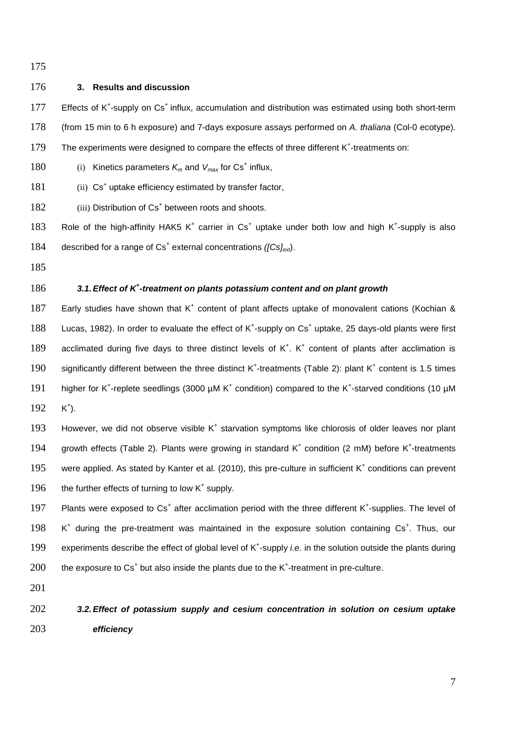## 3. Results and discussion

Effects of $K^+$-supply on $Cs^+$ influx, accumulation and distribution was estimated using both short-term (from 15 min to 6 h exposure) and 7-days exposure assays performed on *A. thaliana* (Col-0 ecotype). The experiments were designed to compare the effects of three different $K^+$-treatments on:

(i) Kinetics parameters $K_m$ and $V_{max}$ for $Cs^+$ influx,

(ii) $Cs^+$ uptake efficiency estimated by transfer factor,

(iii) Distribution of $Cs^+$ between roots and shoots.

Role of the high-affinity HAK5 $K^+$ carrier in $Cs^+$ uptake under both low and high $K^+$-supply is also described for a range of $Cs^+$ external concentrations *($[Cs]_{ext}$)*.

### 3.1. Effect of $K^+$-treatment on plants potassium content and on plant growth

Early studies have shown that $K^+$ content of plant affects uptake of monovalent cations (Kochian & Lucas, 1982). In order to evaluate the effect of $K^+$-supply on $Cs^+$ uptake, 25 days-old plants were first acclimated during five days to three distinct levels of $K^+$. $K^+$ content of plants after acclimation is significantly different between the three distinct $K^+$-treatments (Table 2): plant $K^+$ content is 1.5 times higher for $K^+$-replete seedlings (3000 µM $K^+$ condition) compared to the $K^+$-starved conditions (10 µM $K^+$).

However, we did not observe visible $K^+$ starvation symptoms like chlorosis of older leaves nor plant growth effects (Table 2). Plants were growing in standard $K^+$ condition (2 mM) before $K^+$-treatments were applied. As stated by Kanter et al. (2010), this pre-culture in sufficient $K^+$ conditions can prevent the further effects of turning to low $K^+$ supply.

Plants were exposed to $Cs^+$ after acclimation period with the three different $K^+$-supplies. The level of $K^+$ during the pre-treatment was maintained in the exposure solution containing $Cs^+$. Thus, our experiments describe the effect of global level of $K^+$-supply *i.e.* in the solution outside the plants during the exposure to $Cs^+$ but also inside the plants due to the $K^+$-treatment in pre-culture.

### 3.2. Effect of potassium supply and cesium concentration in solution on cesium uptake efficiency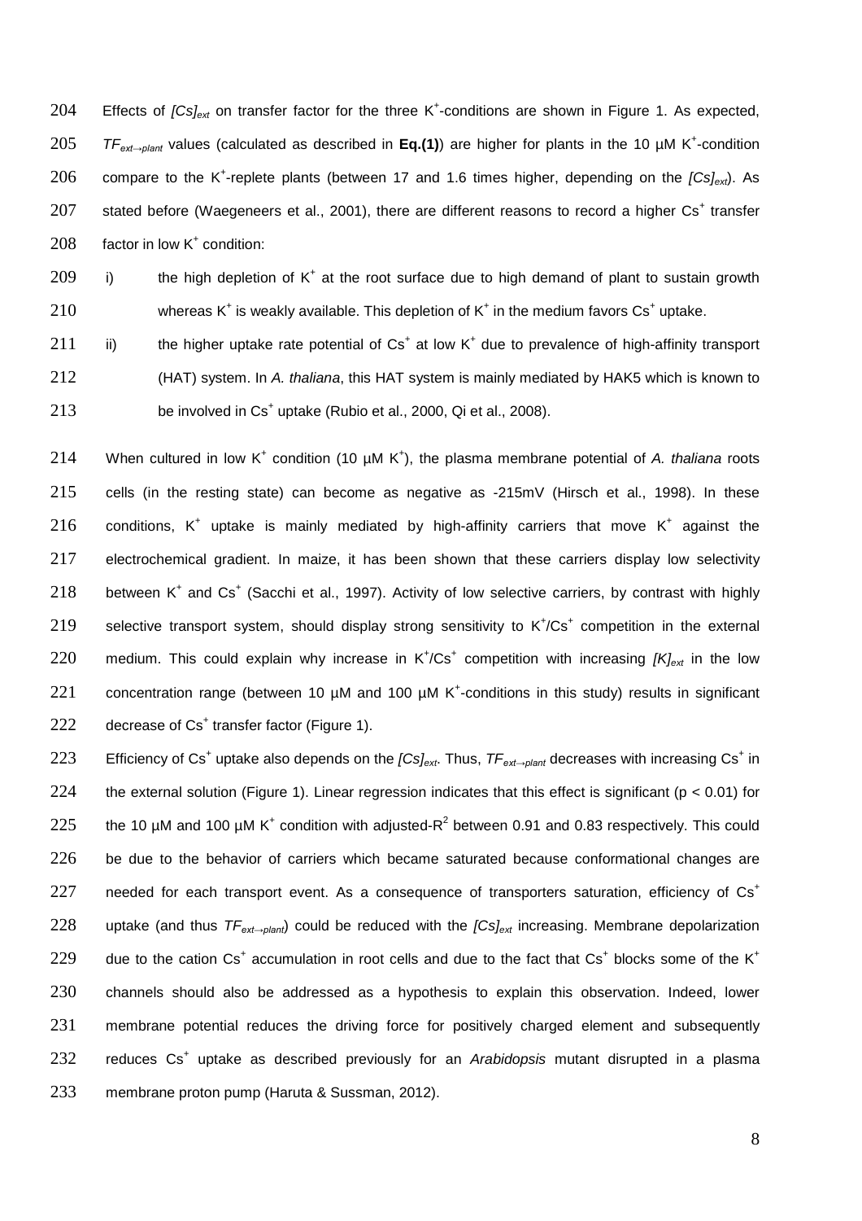Effects of $[Cs]_{ext}$ on transfer factor for the three $K^+$-conditions are shown in Figure 1. As expected, $TF_{ext \rightarrow plant}$ values (calculated as described in **Eq.(1)**) are higher for plants in the 10 µM $K^+$-condition compare to the $K^+$-replete plants (between 17 and 1.6 times higher, depending on the $[Cs]_{ext}$). As stated before (Waegeneers et al., 2001), there are different reasons to record a higher $Cs^+$ transfer factor in low $K^+$ condition:

i) the high depletion of $K^+$ at the root surface due to high demand of plant to sustain growth whereas $K^+$ is weakly available. This depletion of $K^+$ in the medium favors $Cs^+$ uptake.

ii) the higher uptake rate potential of $Cs^+$ at low $K^+$ due to prevalence of high-affinity transport (HAT) system. In *A. thaliana*, this HAT system is mainly mediated by HAK5 which is known to be involved in $Cs^+$ uptake (Rubio et al., 2000, Qi et al., 2008).

When cultured in low $K^+$ condition (10 µM $K^+$), the plasma membrane potential of *A. thaliana* roots cells (in the resting state) can become as negative as -215mV (Hirsch et al., 1998). In these conditions, $K^+$ uptake is mainly mediated by high-affinity carriers that move $K^+$ against the electrochemical gradient. In maize, it has been shown that these carriers display low selectivity between $K^+$ and $Cs^+$ (Sacchi et al., 1997). Activity of low selective carriers, by contrast with highly selective transport system, should display strong sensitivity to $K^+/Cs^+$ competition in the external medium. This could explain why increase in $K^+/Cs^+$ competition with increasing $[K]_{ext}$ in the low concentration range (between 10 µM and 100 µM $K^+$-conditions in this study) results in significant decrease of $Cs^+$ transfer factor (Figure 1).

Efficiency of $Cs^+$ uptake also depends on the $[Cs]_{ext}$. Thus, $TF_{ext \rightarrow plant}$ decreases with increasing $Cs^+$ in the external solution (Figure 1). Linear regression indicates that this effect is significant ($p < 0.01$) for the 10 µM and 100 µM $K^+$ condition with adjusted-$R^2$ between 0.91 and 0.83 respectively. This could be due to the behavior of carriers which became saturated because conformational changes are needed for each transport event. As a consequence of transporters saturation, efficiency of $Cs^+$ uptake (and thus $TF_{ext \rightarrow plant}$) could be reduced with the $[Cs]_{ext}$ increasing. Membrane depolarization due to the cation $Cs^+$ accumulation in root cells and due to the fact that $Cs^+$ blocks some of the $K^+$ channels should also be addressed as a hypothesis to explain this observation. Indeed, lower membrane potential reduces the driving force for positively charged element and subsequently reduces $Cs^+$ uptake as described previously for an *Arabidopsis* mutant disrupted in a plasma membrane proton pump (Haruta & Sussman, 2012).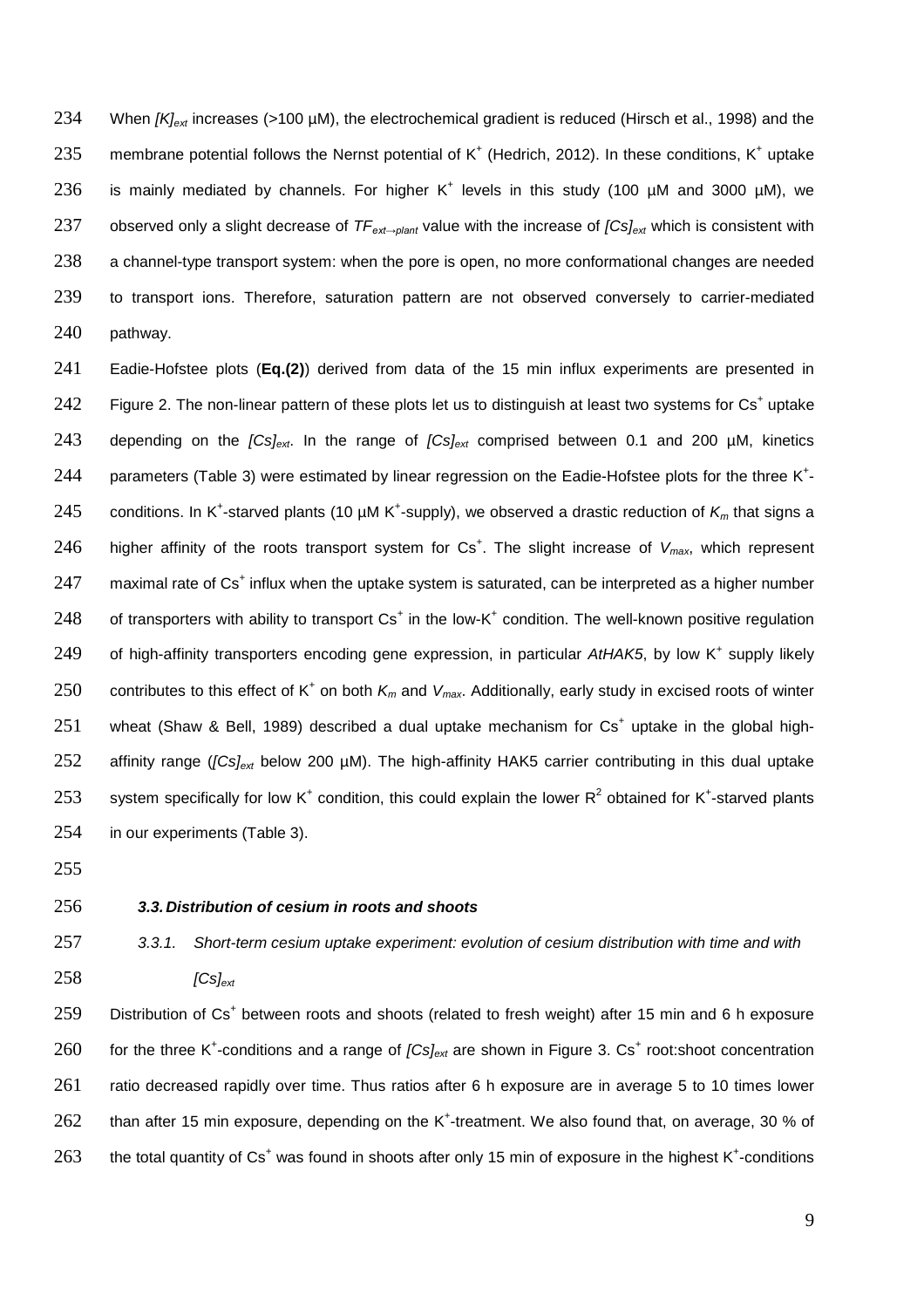When $[K]_{ext}$ increases (>100 µM), the electrochemical gradient is reduced (Hirsch et al., 1998) and the membrane potential follows the Nernst potential of $K^+$ (Hedrich, 2012). In these conditions, $K^+$ uptake is mainly mediated by channels. For higher $K^+$ levels in this study (100 µM and 3000 µM), we observed only a slight decrease of $TF_{ext \rightarrow plant}$ value with the increase of $[Cs]_{ext}$ which is consistent with a channel-type transport system: when the pore is open, no more conformational changes are needed to transport ions. Therefore, saturation pattern are not observed conversely to carrier-mediated pathway.

Eadie-Hofstee plots (**Eq.(2)**) derived from data of the 15 min influx experiments are presented in Figure 2. The non-linear pattern of these plots let us to distinguish at least two systems for $Cs^+$ uptake depending on the $[Cs]_{ext}$. In the range of $[Cs]_{ext}$ comprised between 0.1 and 200 µM, kinetics parameters (Table 3) were estimated by linear regression on the Eadie-Hofstee plots for the three $K^+$-conditions. In $K^+$-starved plants (10 µM $K^+$-supply), we observed a drastic reduction of $K_m$ that signs a higher affinity of the roots transport system for $Cs^+$. The slight increase of $V_{max}$, which represent maximal rate of $Cs^+$ influx when the uptake system is saturated, can be interpreted as a higher number of transporters with ability to transport $Cs^+$ in the low-$K^+$ condition. The well-known positive regulation of high-affinity transporters encoding gene expression, in particular *AtHAK5*, by low $K^+$ supply likely contributes to this effect of $K^+$ on both $K_m$ and $V_{max}$. Additionally, early study in excised roots of winter wheat (Shaw & Bell, 1989) described a dual uptake mechanism for $Cs^+$ uptake in the global high-affinity range ($[Cs]_{ext}$ below 200 µM). The high-affinity HAK5 carrier contributing in this dual uptake system specifically for low $K^+$ condition, this could explain the lower $R^2$ obtained for $K^+$-starved plants in our experiments (Table 3).

### *3.3. Distribution of cesium in roots and shoots*

#### *3.3.1. Short-term cesium uptake experiment: evolution of cesium distribution with time and with $[Cs]_{ext}$*

Distribution of $Cs^+$ between roots and shoots (related to fresh weight) after 15 min and 6 h exposure for the three $K^+$-conditions and a range of $[Cs]_{ext}$ are shown in Figure 3. $Cs^+$ root:shoot concentration ratio decreased rapidly over time. Thus ratios after 6 h exposure are in average 5 to 10 times lower than after 15 min exposure, depending on the $K^+$-treatment. We also found that, on average, 30 % of the total quantity of $Cs^+$ was found in shoots after only 15 min of exposure in the highest $K^+$-conditions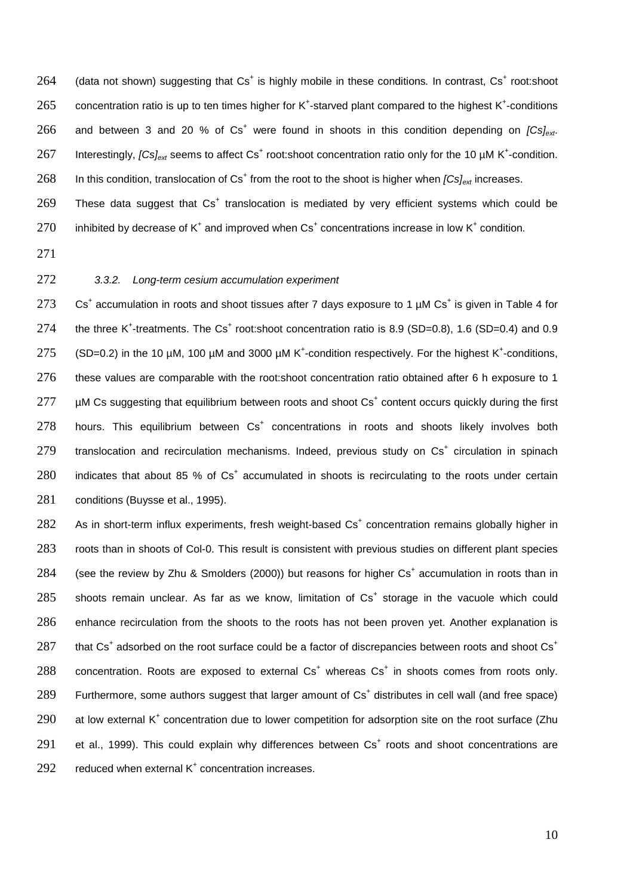(data not shown) suggesting that $Cs^+$ is highly mobile in these conditions. In contrast, $Cs^+$ root:shoot concentration ratio is up to ten times higher for $K^+$-starved plant compared to the highest $K^+$-conditions and between 3 and 20 % of $Cs^+$ were found in shoots in this condition depending on $[Cs]_{ext}$. Interestingly, $[Cs]_{ext}$ seems to affect $Cs^+$ root:shoot concentration ratio only for the 10 µM $K^+$-condition. In this condition, translocation of $Cs^+$ from the root to the shoot is higher when $[Cs]_{ext}$ increases. These data suggest that $Cs^+$ translocation is mediated by very efficient systems which could be inhibited by decrease of $K^+$ and improved when $Cs^+$ concentrations increase in low $K^+$ condition.

#### *3.3.2. Long-term cesium accumulation experiment*

$Cs^+$ accumulation in roots and shoot tissues after 7 days exposure to 1 µM $Cs^+$ is given in Table 4 for the three $K^+$-treatments. The $Cs^+$ root:shoot concentration ratio is 8.9 (SD=0.8), 1.6 (SD=0.4) and 0.9 (SD=0.2) in the 10 µM, 100 µM and 3000 µM $K^+$-condition respectively. For the highest $K^+$-conditions, these values are comparable with the root:shoot concentration ratio obtained after 6 h exposure to 1 µM Cs suggesting that equilibrium between roots and shoot $Cs^+$ content occurs quickly during the first hours. This equilibrium between $Cs^+$ concentrations in roots and shoots likely involves both translocation and recirculation mechanisms. Indeed, previous study on $Cs^+$ circulation in spinach indicates that about 85 % of $Cs^+$ accumulated in shoots is recirculating to the roots under certain conditions (Buysse et al., 1995).

As in short-term influx experiments, fresh weight-based $Cs^+$ concentration remains globally higher in roots than in shoots of Col-0. This result is consistent with previous studies on different plant species (see the review by Zhu & Smolders (2000)) but reasons for higher $Cs^+$ accumulation in roots than in shoots remain unclear. As far as we know, limitation of $Cs^+$ storage in the vacuole which could enhance recirculation from the shoots to the roots has not been proven yet. Another explanation is that $Cs^+$ adsorbed on the root surface could be a factor of discrepancies between roots and shoot $Cs^+$ concentration. Roots are exposed to external $Cs^+$ whereas $Cs^+$ in shoots comes from roots only. Furthermore, some authors suggest that larger amount of $Cs^+$ distributes in cell wall (and free space) at low external $K^+$ concentration due to lower competition for adsorption site on the root surface (Zhu et al., 1999). This could explain why differences between $Cs^+$ roots and shoot concentrations are reduced when external $K^+$ concentration increases.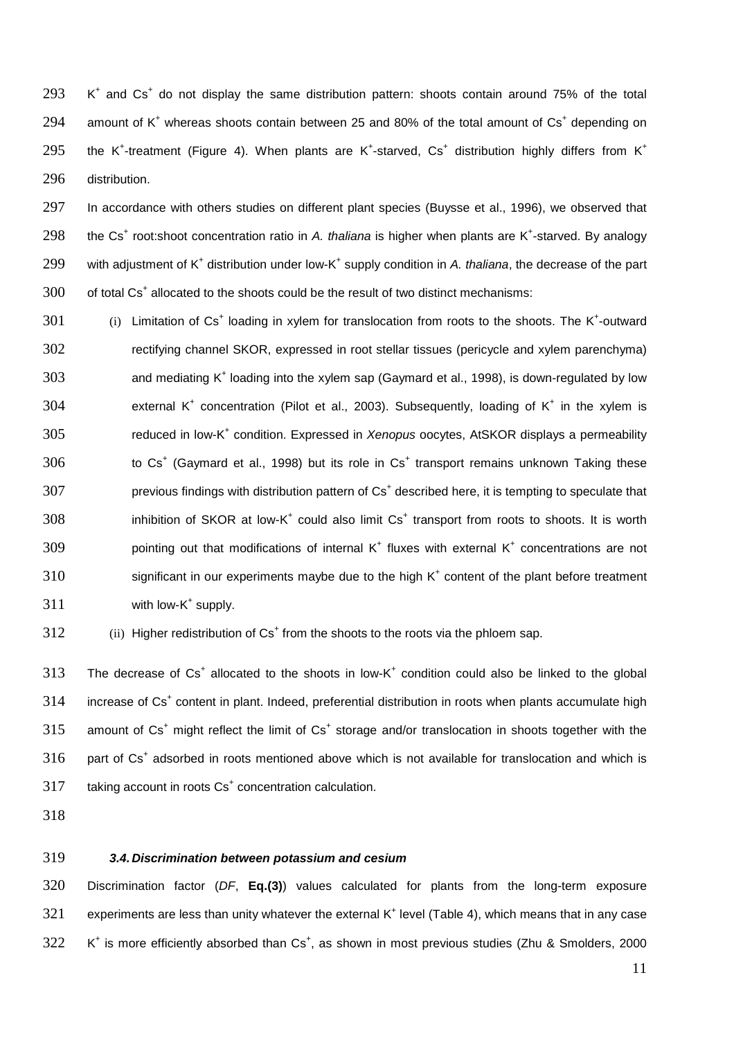$K^+$ and $Cs^+$ do not display the same distribution pattern: shoots contain around 75% of the total amount of $K^+$ whereas shoots contain between 25 and 80% of the total amount of $Cs^+$ depending on the $K^+$-treatment (Figure 4). When plants are $K^+$-starved, $Cs^+$ distribution highly differs from $K^+$ distribution.

In accordance with others studies on different plant species (Buysse et al., 1996), we observed that the $Cs^+$ root:shoot concentration ratio in *A. thaliana* is higher when plants are $K^+$-starved. By analogy with adjustment of $K^+$ distribution under low-$K^+$ supply condition in *A. thaliana*, the decrease of the part of total $Cs^+$ allocated to the shoots could be the result of two distinct mechanisms:

(i) Limitation of $Cs^+$ loading in xylem for translocation from roots to the shoots. The $K^+$-outward rectifying channel SKOR, expressed in root stellar tissues (pericycle and xylem parenchyma) and mediating $K^+$ loading into the xylem sap (Gaymard et al., 1998), is down-regulated by low external $K^+$ concentration (Pilot et al., 2003). Subsequently, loading of $K^+$ in the xylem is reduced in low-$K^+$ condition. Expressed in *Xenopus* oocytes, AtSKOR displays a permeability to $Cs^+$ (Gaymard et al., 1998) but its role in $Cs^+$ transport remains unknown Taking these previous findings with distribution pattern of $Cs^+$ described here, it is tempting to speculate that inhibition of SKOR at low-$K^+$ could also limit $Cs^+$ transport from roots to shoots. It is worth pointing out that modifications of internal $K^+$ fluxes with external $K^+$ concentrations are not significant in our experiments maybe due to the high $K^+$ content of the plant before treatment with low-$K^+$ supply.

(ii) Higher redistribution of $Cs^+$ from the shoots to the roots via the phloem sap.

The decrease of $Cs^+$ allocated to the shoots in low-$K^+$ condition could also be linked to the global increase of $Cs^+$ content in plant. Indeed, preferential distribution in roots when plants accumulate high amount of $Cs^+$ might reflect the limit of $Cs^+$ storage and/or translocation in shoots together with the part of $Cs^+$ adsorbed in roots mentioned above which is not available for translocation and which is taking account in roots $Cs^+$ concentration calculation.

### *3.4. Discrimination between potassium and cesium*

Discrimination factor (*DF*, **Eq.(3)**) values calculated for plants from the long-term exposure experiments are less than unity whatever the external $K^+$ level (Table 4), which means that in any case $K^+$ is more efficiently absorbed than $Cs^+$, as shown in most previous studies (Zhu & Smolders, 2000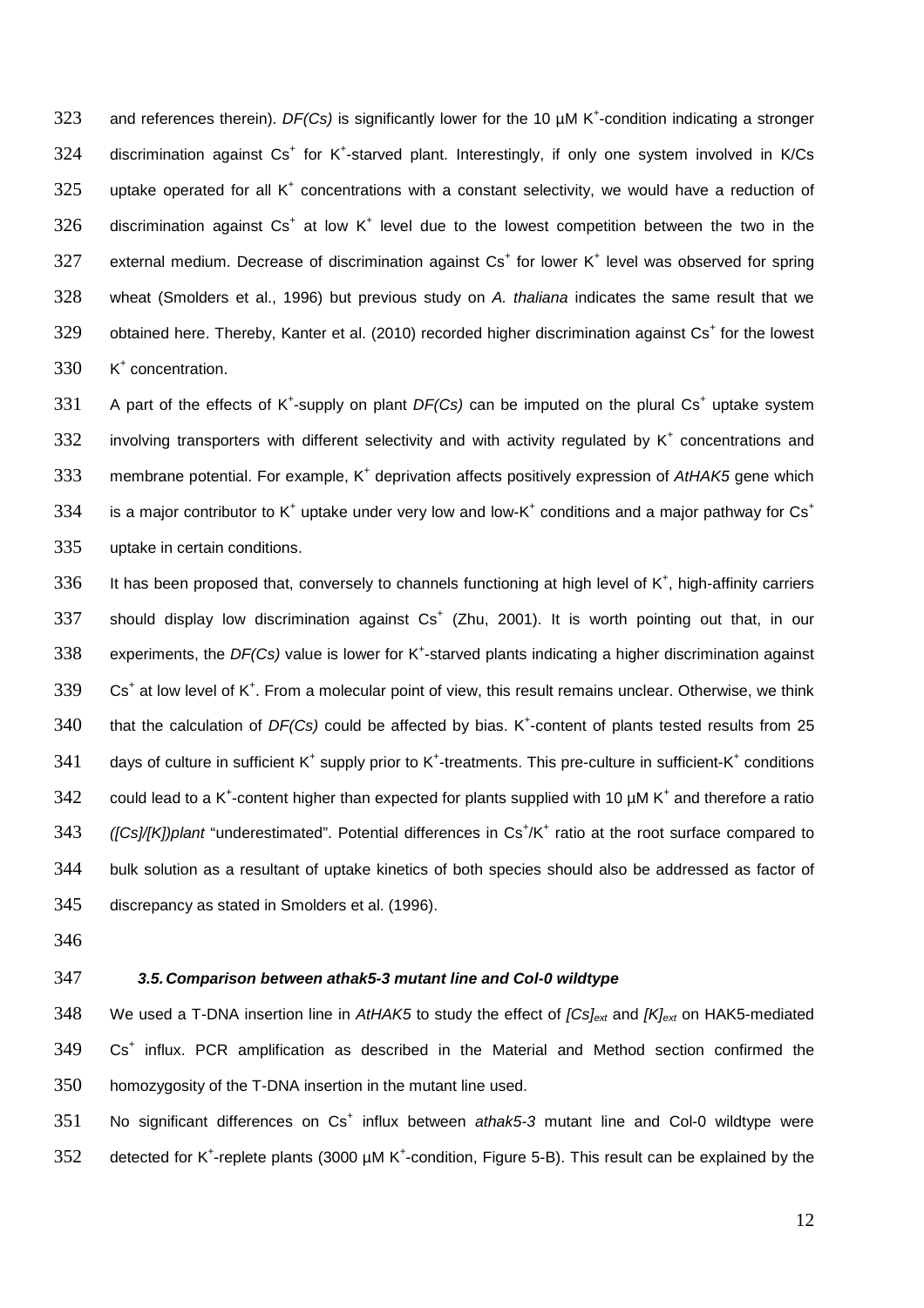and references therein). *DF(Cs)* is significantly lower for the 10 µM $K^+$-condition indicating a stronger discrimination against $Cs^+$ for $K^+$-starved plant. Interestingly, if only one system involved in K/Cs uptake operated for all $K^+$ concentrations with a constant selectivity, we would have a reduction of discrimination against $Cs^+$ at low $K^+$ level due to the lowest competition between the two in the external medium. Decrease of discrimination against $Cs^+$ for lower $K^+$ level was observed for spring wheat (Smolders et al., 1996) but previous study on *A. thaliana* indicates the same result that we obtained here. Thereby, Kanter et al. (2010) recorded higher discrimination against $Cs^+$ for the lowest $K^+$ concentration.

A part of the effects of $K^+$-supply on plant *DF(Cs)* can be imputed on the plural $Cs^+$ uptake system involving transporters with different selectivity and with activity regulated by $K^+$ concentrations and membrane potential. For example, $K^+$ deprivation affects positively expression of *AtHAK5* gene which is a major contributor to $K^+$ uptake under very low and low-$K^+$ conditions and a major pathway for $Cs^+$ uptake in certain conditions.

It has been proposed that, conversely to channels functioning at high level of $K^+$, high-affinity carriers should display low discrimination against $Cs^+$ (Zhu, 2001). It is worth pointing out that, in our experiments, the *DF(Cs)* value is lower for $K^+$-starved plants indicating a higher discrimination against $Cs^+$ at low level of $K^+$. From a molecular point of view, this result remains unclear. Otherwise, we think that the calculation of *DF(Cs)* could be affected by bias. $K^+$-content of plants tested results from 25 days of culture in sufficient $K^+$ supply prior to $K^+$-treatments. This pre-culture in sufficient-$K^+$ conditions could lead to a $K^+$-content higher than expected for plants supplied with 10 µM $K^+$ and therefore a ratio *([Cs]/[K])plant* "underestimated". Potential differences in $Cs^+/K^+$ ratio at the root surface compared to bulk solution as a resultant of uptake kinetics of both species should also be addressed as factor of discrepancy as stated in Smolders et al. (1996).

### 3.5. Comparison between athak5-3 mutant line and Col-0 wildtype

We used a T-DNA insertion line in *AtHAK5* to study the effect of $[Cs]_{ext}$ and $[K]_{ext}$ on HAK5-mediated $Cs^+$ influx. PCR amplification as described in the Material and Method section confirmed the homozygosity of the T-DNA insertion in the mutant line used.

No significant differences on $Cs^+$ influx between *athak5-3* mutant line and Col-0 wildtype were detected for $K^+$-replete plants (3000 µM $K^+$-condition, Figure 5-B). This result can be explained by the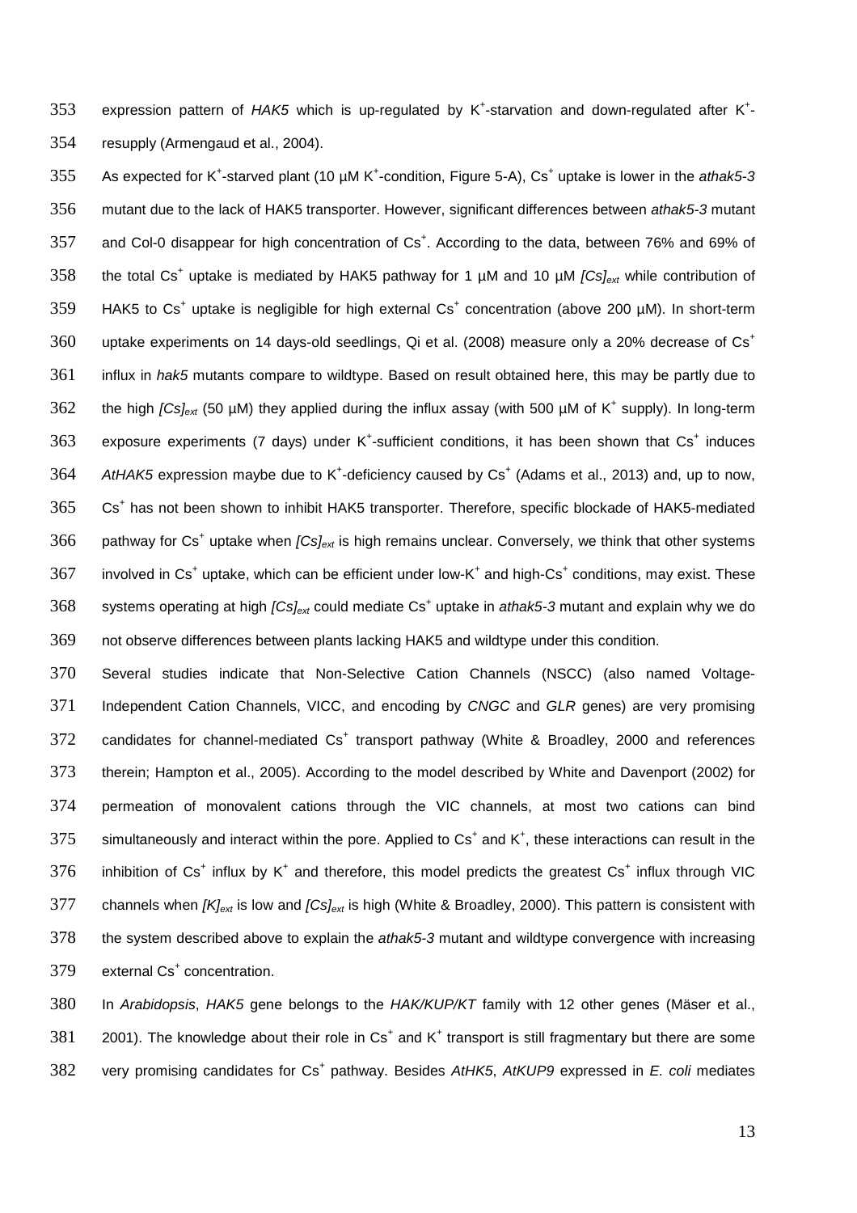expression pattern of *HAK5* which is up-regulated by $K^+$-starvation and down-regulated after $K^+$-resupply (Armengaud et al., 2004).

As expected for $K^+$-starved plant (10 µM $K^+$-condition, Figure 5-A), $Cs^+$ uptake is lower in the *athak5-3* mutant due to the lack of HAK5 transporter. However, significant differences between *athak5-3* mutant and Col-0 disappear for high concentration of $Cs^+$. According to the data, between 76% and 69% of the total $Cs^+$ uptake is mediated by HAK5 pathway for 1 µM and 10 µM $[Cs]_{ext}$ while contribution of HAK5 to $Cs^+$ uptake is negligible for high external $Cs^+$ concentration (above 200 µM). In short-term uptake experiments on 14 days-old seedlings, Qi et al. (2008) measure only a 20% decrease of $Cs^+$ influx in *hak5* mutants compare to wildtype. Based on result obtained here, this may be partly due to the high $[Cs]_{ext}$ (50 µM) they applied during the influx assay (with 500 µM of $K^+$ supply). In long-term exposure experiments (7 days) under $K^+$-sufficient conditions, it has been shown that $Cs^+$ induces *AtHAK5* expression maybe due to $K^+$-deficiency caused by $Cs^+$ (Adams et al., 2013) and, up to now, $Cs^+$ has not been shown to inhibit HAK5 transporter. Therefore, specific blockade of HAK5-mediated pathway for $Cs^+$ uptake when $[Cs]_{ext}$ is high remains unclear. Conversely, we think that other systems involved in $Cs^+$ uptake, which can be efficient under low-$K^+$ and high-$Cs^+$ conditions, may exist. These systems operating at high $[Cs]_{ext}$ could mediate $Cs^+$ uptake in *athak5-3* mutant and explain why we do not observe differences between plants lacking HAK5 and wildtype under this condition.

Several studies indicate that Non-Selective Cation Channels (NSCC) (also named Voltage-Independent Cation Channels, VICC, and encoding by *CNGC* and *GLR* genes) are very promising candidates for channel-mediated $Cs^+$ transport pathway (White & Broadley, 2000 and references therein; Hampton et al., 2005). According to the model described by White and Davenport (2002) for permeation of monovalent cations through the VIC channels, at most two cations can bind simultaneously and interact within the pore. Applied to $Cs^+$ and $K^+$, these interactions can result in the inhibition of $Cs^+$ influx by $K^+$ and therefore, this model predicts the greatest $Cs^+$ influx through VIC channels when $[K]_{ext}$ is low and $[Cs]_{ext}$ is high (White & Broadley, 2000). This pattern is consistent with the system described above to explain the *athak5-3* mutant and wildtype convergence with increasing external $Cs^+$ concentration.

In *Arabidopsis*, *HAK5* gene belongs to the *HAK/KUP/KT* family with 12 other genes (Mäser et al., 2001). The knowledge about their role in $Cs^+$ and $K^+$ transport is still fragmentary but there are some very promising candidates for $Cs^+$ pathway. Besides *AtHK5*, *AtKUP9* expressed in *E. coli* mediates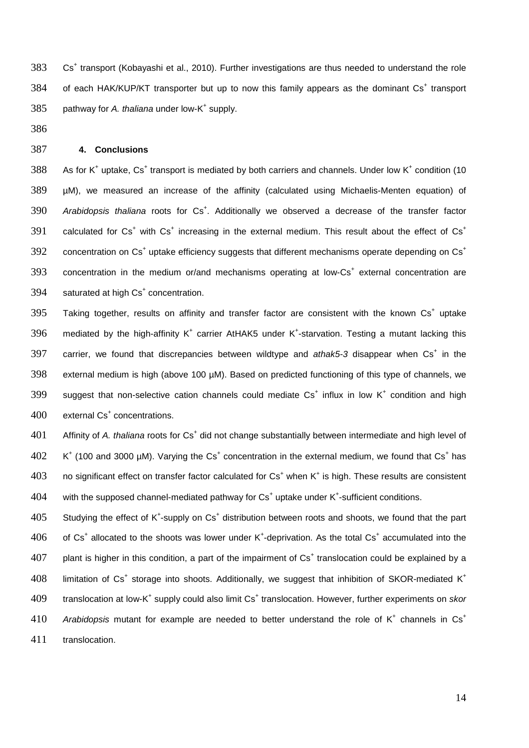$Cs^+$ transport (Kobayashi et al., 2010). Further investigations are thus needed to understand the role of each HAK/KUP/KT transporter but up to now this family appears as the dominant $Cs^+$ transport pathway for *A. thaliana* under low-$K^+$ supply.

## 4. Conclusions

As for $K^+$ uptake, $Cs^+$ transport is mediated by both carriers and channels. Under low $K^+$ condition (10 µM), we measured an increase of the affinity (calculated using Michaelis-Menten equation) of *Arabidopsis thaliana* roots for $Cs^+$. Additionally we observed a decrease of the transfer factor calculated for $Cs^+$ with $Cs^+$ increasing in the external medium. This result about the effect of $Cs^+$ concentration on $Cs^+$ uptake efficiency suggests that different mechanisms operate depending on $Cs^+$ concentration in the medium or/and mechanisms operating at low-$Cs^+$ external concentration are saturated at high $Cs^+$ concentration.

Taking together, results on affinity and transfer factor are consistent with the known $Cs^+$ uptake mediated by the high-affinity $K^+$ carrier AtHAK5 under $K^+$-starvation. Testing a mutant lacking this carrier, we found that discrepancies between wildtype and *athak5-3* disappear when $Cs^+$ in the external medium is high (above 100 µM). Based on predicted functioning of this type of channels, we suggest that non-selective cation channels could mediate $Cs^+$ influx in low $K^+$ condition and high external $Cs^+$ concentrations.

Affinity of *A. thaliana* roots for $Cs^+$ did not change substantially between intermediate and high level of $K^+$ (100 and 3000 µM). Varying the $Cs^+$ concentration in the external medium, we found that $Cs^+$ has no significant effect on transfer factor calculated for $Cs^+$ when $K^+$ is high. These results are consistent with the supposed channel-mediated pathway for $Cs^+$ uptake under $K^+$-sufficient conditions.

Studying the effect of $K^+$-supply on $Cs^+$ distribution between roots and shoots, we found that the part of $Cs^+$ allocated to the shoots was lower under $K^+$-deprivation. As the total $Cs^+$ accumulated into the plant is higher in this condition, a part of the impairment of $Cs^+$ translocation could be explained by a limitation of $Cs^+$ storage into shoots. Additionally, we suggest that inhibition of SKOR-mediated $K^+$ translocation at low-$K^+$ supply could also limit $Cs^+$ translocation. However, further experiments on *skor Arabidopsis* mutant for example are needed to better understand the role of $K^+$ channels in $Cs^+$ translocation.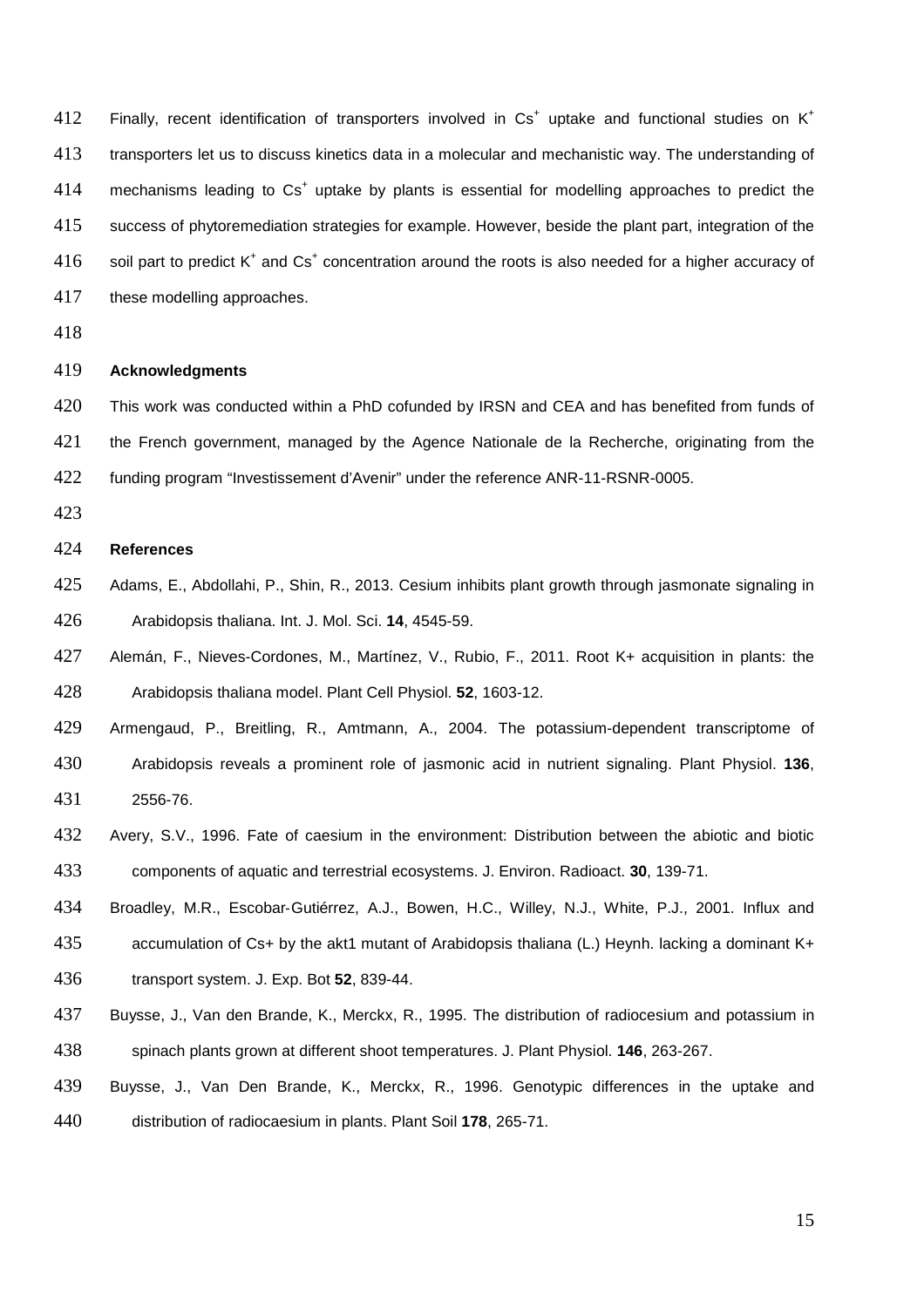Finally, recent identification of transporters involved in $Cs^+$ uptake and functional studies on $K^+$ transporters let us to discuss kinetics data in a molecular and mechanistic way. The understanding of mechanisms leading to $Cs^+$ uptake by plants is essential for modelling approaches to predict the success of phytoremediation strategies for example. However, beside the plant part, integration of the soil part to predict $K^+$ and $Cs^+$ concentration around the roots is also needed for a higher accuracy of these modelling approaches.

**Acknowledgments**

This work was conducted within a PhD cofunded by IRSN and CEA and has benefited from funds of the French government, managed by the Agence Nationale de la Recherche, originating from the funding program "Investissement d'Avenir" under the reference ANR-11-RSNR-0005.

**References**

Adams, E., Abdollahi, P., Shin, R., 2013. Cesium inhibits plant growth through jasmonate signaling in Arabidopsis thaliana. Int. J. Mol. Sci. **14**, 4545-59.

Alemán, F., Nieves-Cordones, M., Martínez, V., Rubio, F., 2011. Root K+ acquisition in plants: the Arabidopsis thaliana model. Plant Cell Physiol. **52**, 1603-12.

Armengaud, P., Breitling, R., Amtmann, A., 2004. The potassium-dependent transcriptome of Arabidopsis reveals a prominent role of jasmonic acid in nutrient signaling. Plant Physiol. **136**, 2556-76.

Avery, S.V., 1996. Fate of caesium in the environment: Distribution between the abiotic and biotic components of aquatic and terrestrial ecosystems. J. Environ. Radioact. **30**, 139-71.

Broadley, M.R., Escobar-Gutiérrez, A.J., Bowen, H.C., Willey, N.J., White, P.J., 2001. Influx and accumulation of Cs+ by the akt1 mutant of Arabidopsis thaliana (L.) Heynh. lacking a dominant K+ transport system. J. Exp. Bot **52**, 839-44.

Buysse, J., Van den Brande, K., Merckx, R., 1995. The distribution of radiocesium and potassium in spinach plants grown at different shoot temperatures. J. Plant Physiol. **146**, 263-267.

Buysse, J., Van Den Brande, K., Merckx, R., 1996. Genotypic differences in the uptake and distribution of radiocaesium in plants. Plant Soil **178**, 265-71.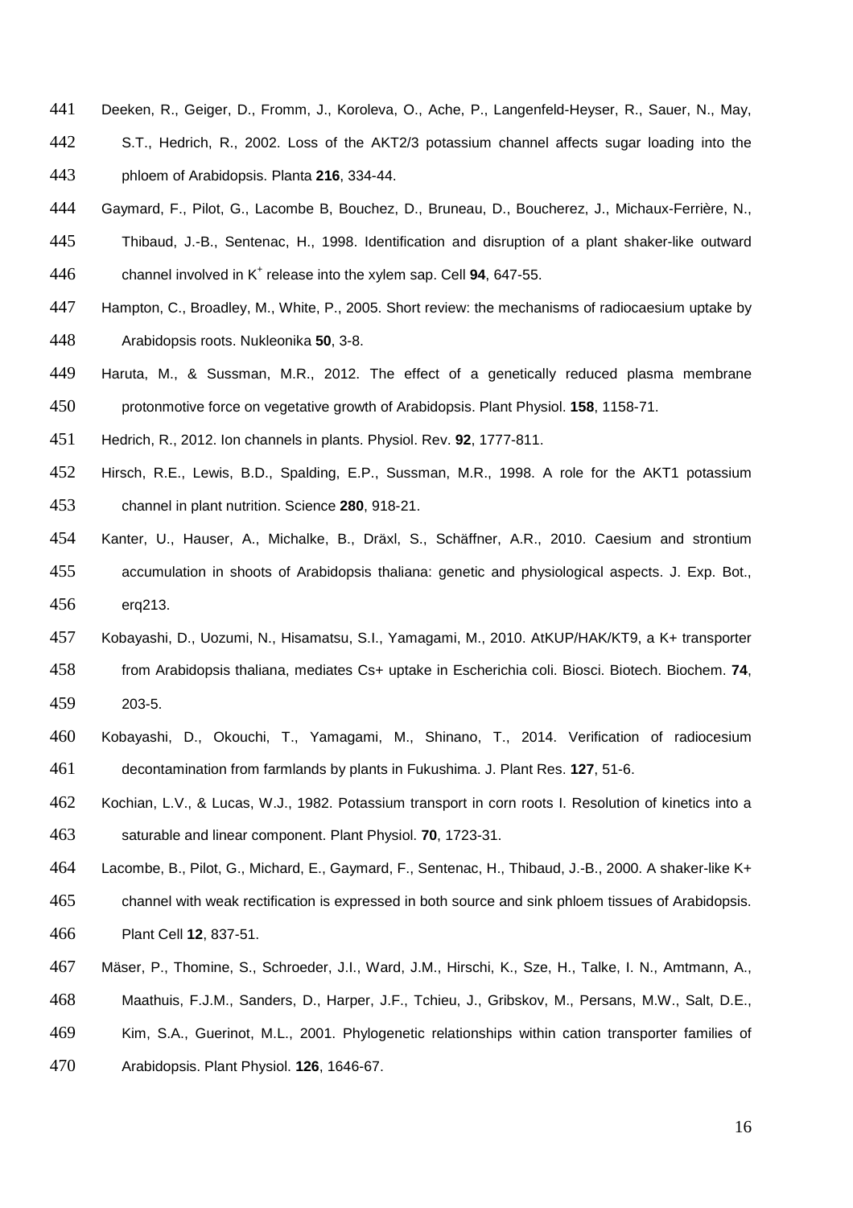Deeken, R., Geiger, D., Fromm, J., Koroleva, O., Ache, P., Langenfeld-Heyser, R., Sauer, N., May, S.T., Hedrich, R., 2002. Loss of the AKT2/3 potassium channel affects sugar loading into the phloem of Arabidopsis. Planta **216**, 334-44.

Gaymard, F., Pilot, G., Lacombe B, Bouchez, D., Bruneau, D., Boucherez, J., Michaux-Ferrière, N., Thibaud, J.-B., Sentenac, H., 1998. Identification and disruption of a plant shaker-like outward channel involved in $K^+$ release into the xylem sap. Cell **94**, 647-55.

Hampton, C., Broadley, M., White, P., 2005. Short review: the mechanisms of radiocaesium uptake by Arabidopsis roots. Nukleonika **50**, 3-8.

Haruta, M., & Sussman, M.R., 2012. The effect of a genetically reduced plasma membrane protonmotive force on vegetative growth of Arabidopsis. Plant Physiol. **158**, 1158-71.

Hedrich, R., 2012. Ion channels in plants. Physiol. Rev. **92**, 1777-811.

Hirsch, R.E., Lewis, B.D., Spalding, E.P., Sussman, M.R., 1998. A role for the AKT1 potassium channel in plant nutrition. Science **280**, 918-21.

Kanter, U., Hauser, A., Michalke, B., Dräxl, S., Schäffner, A.R., 2010. Caesium and strontium accumulation in shoots of Arabidopsis thaliana: genetic and physiological aspects. J. Exp. Bot., erq213.

Kobayashi, D., Uozumi, N., Hisamatsu, S.I., Yamagami, M., 2010. AtKUP/HAK/KT9, a K+ transporter from Arabidopsis thaliana, mediates Cs+ uptake in Escherichia coli. Biosci. Biotech. Biochem. **74**, 203-5.

Kobayashi, D., Okouchi, T., Yamagami, M., Shinano, T., 2014. Verification of radiocesium decontamination from farmlands by plants in Fukushima. J. Plant Res. **127**, 51-6.

Kochian, L.V., & Lucas, W.J., 1982. Potassium transport in corn roots I. Resolution of kinetics into a saturable and linear component. Plant Physiol. **70**, 1723-31.

Lacombe, B., Pilot, G., Michard, E., Gaymard, F., Sentenac, H., Thibaud, J.-B., 2000. A shaker-like K+ channel with weak rectification is expressed in both source and sink phloem tissues of Arabidopsis. Plant Cell **12**, 837-51.

Mäser, P., Thomine, S., Schroeder, J.I., Ward, J.M., Hirschi, K., Sze, H., Talke, I. N., Amtmann, A., Maathuis, F.J.M., Sanders, D., Harper, J.F., Tchieu, J., Gribskov, M., Persans, M.W., Salt, D.E., Kim, S.A., Guerinot, M.L., 2001. Phylogenetic relationships within cation transporter families of Arabidopsis. Plant Physiol. **126**, 1646-67.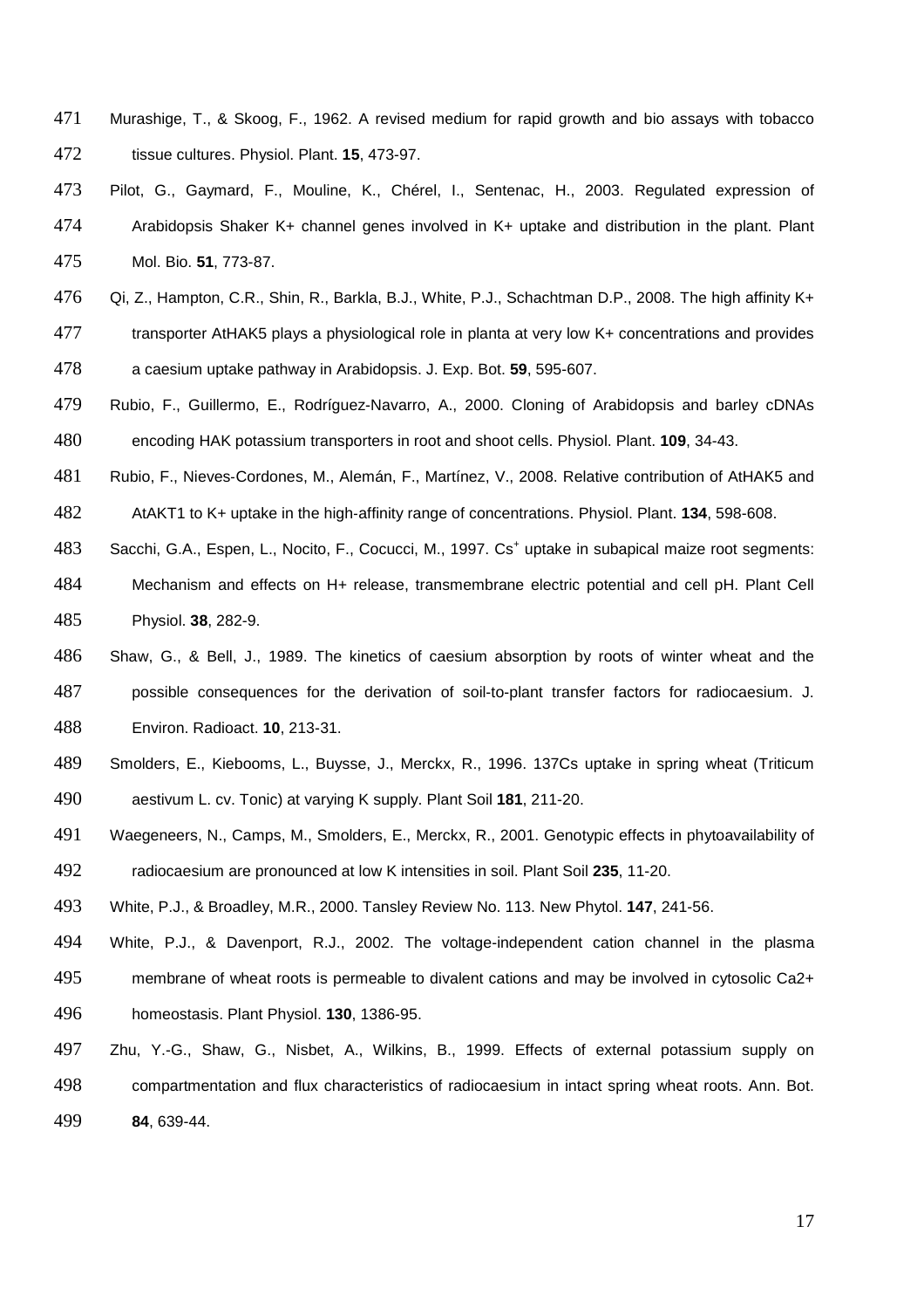Murashige, T., & Skoog, F., 1962. A revised medium for rapid growth and bio assays with tobacco tissue cultures. Physiol. Plant. **15**, 473-97.

Pilot, G., Gaymard, F., Mouline, K., Chérel, I., Sentenac, H., 2003. Regulated expression of Arabidopsis Shaker K+ channel genes involved in K+ uptake and distribution in the plant. Plant Mol. Bio. **51**, 773-87.

Qi, Z., Hampton, C.R., Shin, R., Barkla, B.J., White, P.J., Schachtman D.P., 2008. The high affinity K+ transporter AtHAK5 plays a physiological role in planta at very low K+ concentrations and provides a caesium uptake pathway in Arabidopsis. J. Exp. Bot. **59**, 595-607.

Rubio, F., Guillermo, E., Rodríguez-Navarro, A., 2000. Cloning of Arabidopsis and barley cDNAs encoding HAK potassium transporters in root and shoot cells. Physiol. Plant. **109**, 34-43.

Rubio, F., Nieves-Cordones, M., Alemán, F., Martínez, V., 2008. Relative contribution of AtHAK5 and AtAKT1 to K+ uptake in the high-affinity range of concentrations. Physiol. Plant. **134**, 598-608.

Sacchi, G.A., Espen, L., Nocito, F., Cocucci, M., 1997. $Cs^+$ uptake in subapical maize root segments: Mechanism and effects on H+ release, transmembrane electric potential and cell pH. Plant Cell Physiol. **38**, 282-9.

Shaw, G., & Bell, J., 1989. The kinetics of caesium absorption by roots of winter wheat and the possible consequences for the derivation of soil-to-plant transfer factors for radiocaesium. J. Environ. Radioact. **10**, 213-31.

Smolders, E., Kiebooms, L., Buysse, J., Merckx, R., 1996. 137Cs uptake in spring wheat (Triticum aestivum L. cv. Tonic) at varying K supply. Plant Soil **181**, 211-20.

Waegeneers, N., Camps, M., Smolders, E., Merckx, R., 2001. Genotypic effects in phytoavailability of radiocaesium are pronounced at low K intensities in soil. Plant Soil **235**, 11-20.

White, P.J., & Broadley, M.R., 2000. Tansley Review No. 113. New Phytol. **147**, 241-56.

White, P.J., & Davenport, R.J., 2002. The voltage-independent cation channel in the plasma membrane of wheat roots is permeable to divalent cations and may be involved in cytosolic Ca2+ homeostasis. Plant Physiol. **130**, 1386-95.

Zhu, Y.-G., Shaw, G., Nisbet, A., Wilkins, B., 1999. Effects of external potassium supply on compartmentation and flux characteristics of radiocaesium in intact spring wheat roots. Ann. Bot. **84**, 639-44.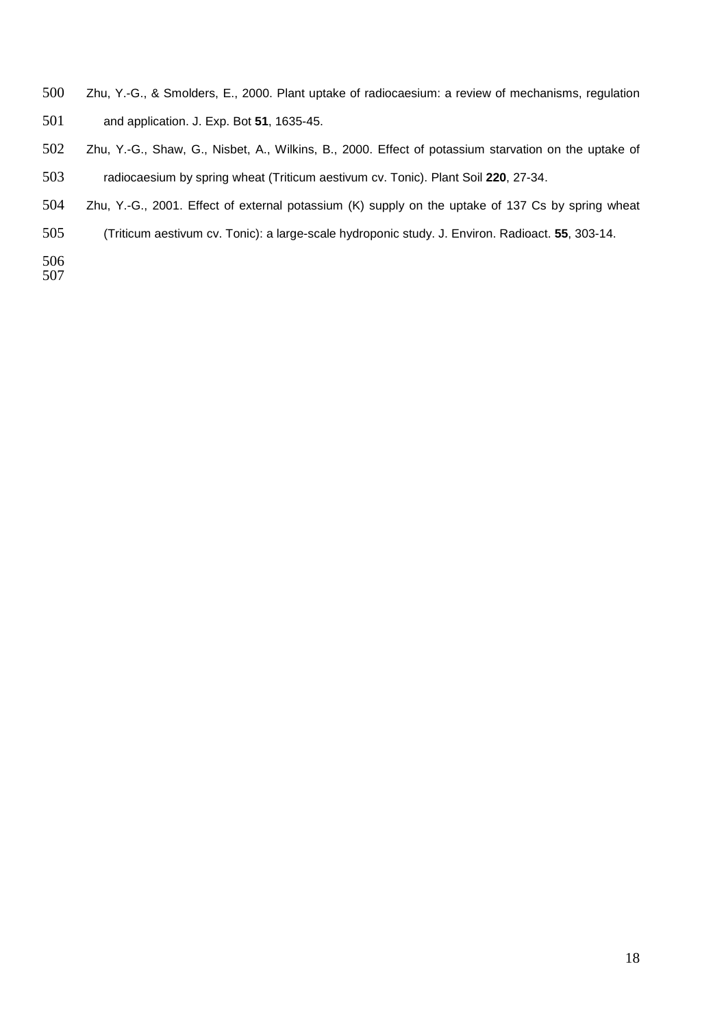Zhu, Y.-G., & Smolders, E., 2000. Plant uptake of radiocaesium: a review of mechanisms, regulation and application. J. Exp. Bot **51**, 1635-45.

Zhu, Y.-G., Shaw, G., Nisbet, A., Wilkins, B., 2000. Effect of potassium starvation on the uptake of radiocaesium by spring wheat (Triticum aestivum cv. Tonic). Plant Soil **220**, 27-34.

Zhu, Y.-G., 2001. Effect of external potassium (K) supply on the uptake of 137 Cs by spring wheat (Triticum aestivum cv. Tonic): a large-scale hydroponic study. J. Environ. Radioact. **55**, 303-14.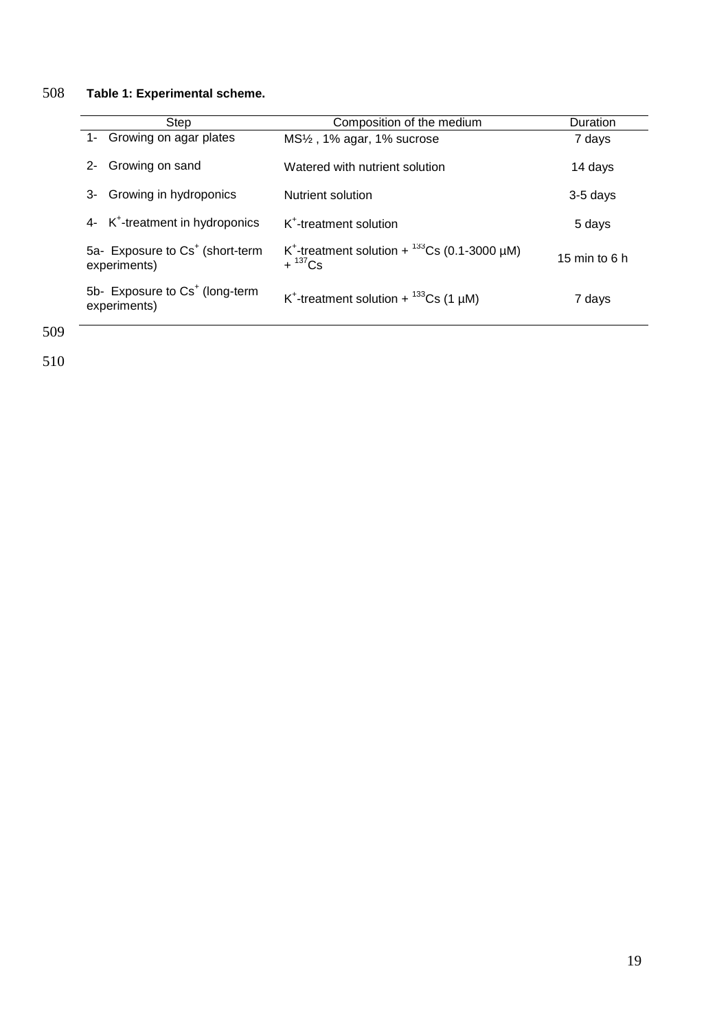**Table 1: Experimental scheme.**

| Step | Composition of the medium | Duration |
|---|---|---|
| 1- Growing on agar plates | MS½ , 1% agar, 1% sucrose | 7 days |
| 2- Growing on sand | Watered with nutrient solution | 14 days |
| 3- Growing in hydroponics | Nutrient solution | 3-5 days |
| 4- $K^+$-treatment in hydroponics | $K^+$-treatment solution | 5 days |
| 5a- Exposure to $Cs^+$ (short-term experiments) | $K^+$-treatment solution + $^{133}Cs$ (0.1-3000 µM) + $^{137}Cs$ | 15 min to 6 h |
| 5b- Exposure to $Cs^+$ (long-term experiments) | $K^+$-treatment solution + $^{133}Cs$ (1 µM) | 7 days |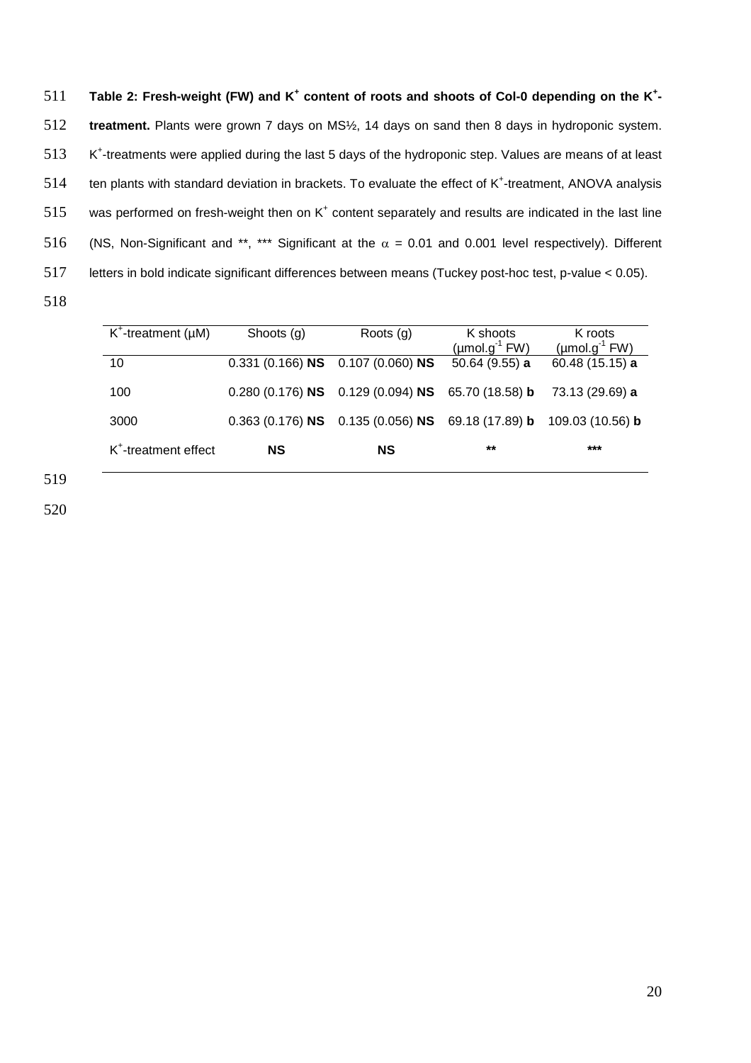**Table 2: Fresh-weight (FW) and $K^+$ content of roots and shoots of Col-0 depending on the $K^+$-treatment.** Plants were grown 7 days on MS½, 14 days on sand then 8 days in hydroponic system. $K^+$-treatments were applied during the last 5 days of the hydroponic step. Values are means of at least ten plants with standard deviation in brackets. To evaluate the effect of $K^+$-treatment, ANOVA analysis was performed on fresh-weight then on $K^+$ content separately and results are indicated in the last line (NS, Non-Significant and **, *** Significant at the $\alpha = 0.01$ and 0.001 level respectively). Different letters in bold indicate significant differences between means (Tuckey post-hoc test, p-value < 0.05).

| $K^+$-treatment (µM) | Shoots (g) | Roots (g) | K shoots (µmol.$g^{-1}$ FW) | K roots (µmol.$g^{-1}$ FW) |
|---|---|---|---|---|
| 10 | 0.331 (0.166) **NS** | 0.107 (0.060) **NS** | 50.64 (9.55) **a** | 60.48 (15.15) **a** |
| 100 | 0.280 (0.176) **NS** | 0.129 (0.094) **NS** | 65.70 (18.58) **b** | 73.13 (29.69) **a** |
| 3000 | 0.363 (0.176) **NS** | 0.135 (0.056) **NS** | 69.18 (17.89) **b** | 109.03 (10.56) **b** |
| $K^+$-treatment effect | **NS** | **NS** | ** | *** |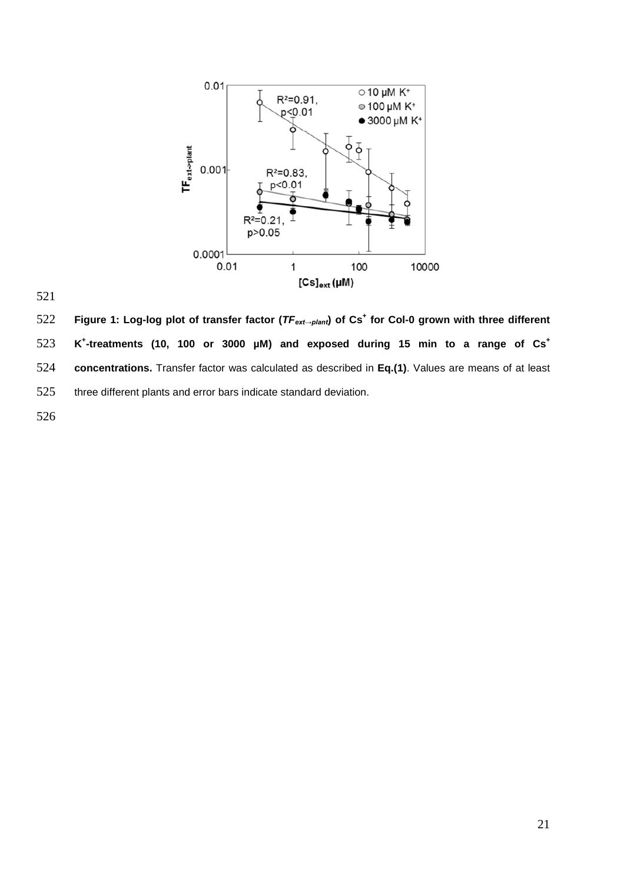0.01

0.001

0.0001

0.01

1

100

10000

$TF_{ext\text{->}plant}$

$[Cs]_{ext}$ (μM)

○ 10 μM $K^+$

◉ 100 μM $K^+$

● 3000 μM $K^+$

$R^2$=0.91,
p<0.01

$R^2$=0.83,
p<0.01

$R^2$=0.21,
p>0.05

**Figure 1: Log-log plot of transfer factor ($TF_{ext\rightarrow plant}$) of $Cs^+$ for Col-0 grown with three different $K^+$-treatments (10, 100 or 3000 μM) and exposed during 15 min to a range of $Cs^+$ concentrations.** Transfer factor was calculated as described in **Eq.(1)**. Values are means of at least three different plants and error bars indicate standard deviation.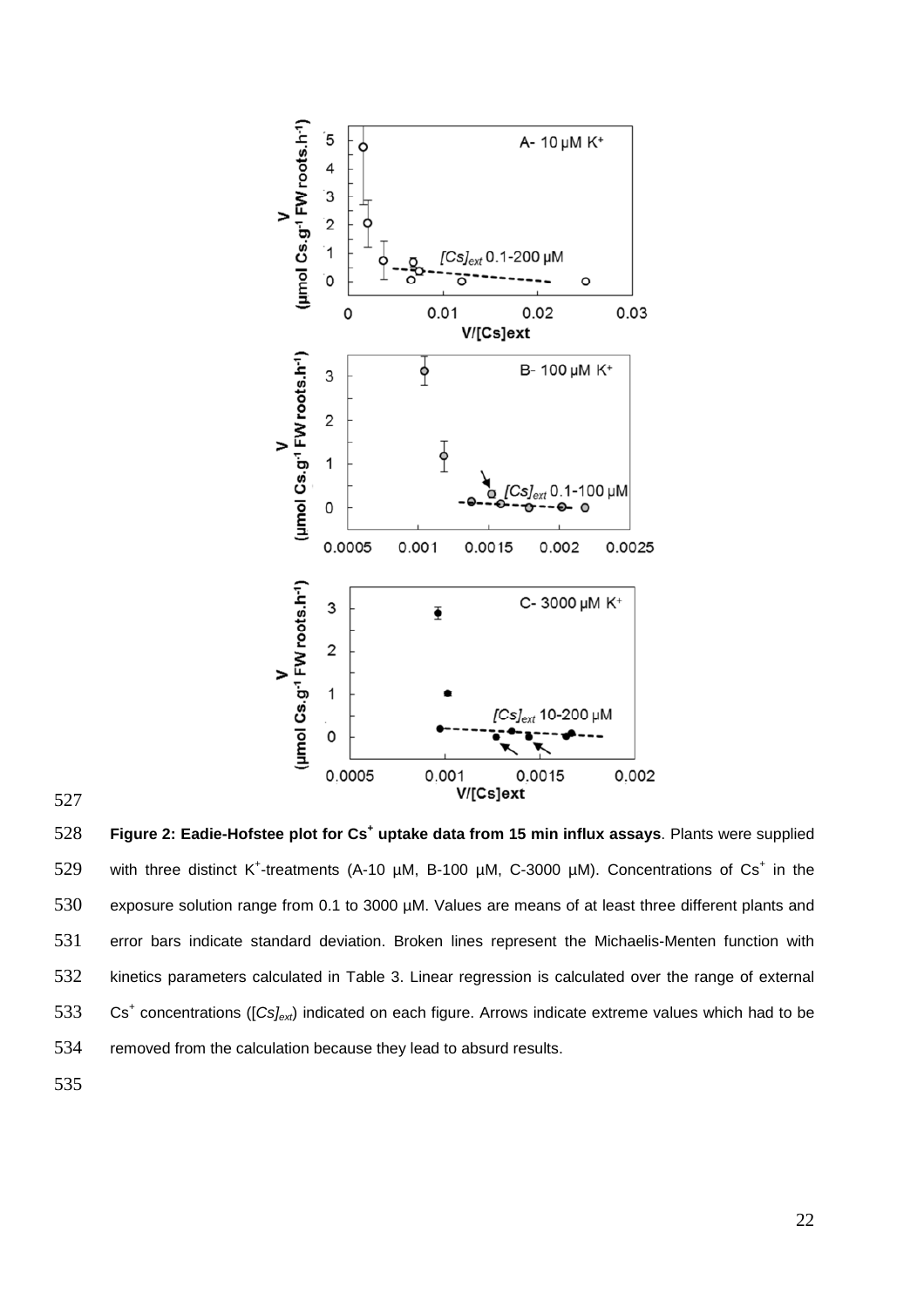A- 10 µM K⁺

V (µmol Cs.g⁻¹ FW roots.h⁻¹)

5
4
3
2
1
0

0
0.01
0.02
0.03

V/[Cs]ext

*[Cs]ext* 0.1-200 µM

B- 100 µM K⁺

V (µmol Cs.g⁻¹ FW roots.h⁻¹)

3
2
1
0

0.0005
0.001
0.0015
0.002
0.0025

*[Cs]ext* 0.1-100 µM

C- 3000 µM K⁺

V (µmol Cs.g⁻¹ FW roots.h⁻¹)

3
2
1
0

0.0005
0.001
0.0015
0.002

V/[Cs]ext

*[Cs]ext* 10-200 µM

**Figure 2: Eadie-Hofstee plot for $Cs^+$ uptake data from 15 min influx assays**. Plants were supplied with three distinct $K^+$-treatments (A-10 µM, B-100 µM, C-3000 µM). Concentrations of $Cs^+$ in the exposure solution range from 0.1 to 3000 µM. Values are means of at least three different plants and error bars indicate standard deviation. Broken lines represent the Michaelis-Menten function with kinetics parameters calculated in Table 3. Linear regression is calculated over the range of external $Cs^+$ concentrations ($[Cs]_{ext}$) indicated on each figure. Arrows indicate extreme values which had to be removed from the calculation because they lead to absurd results.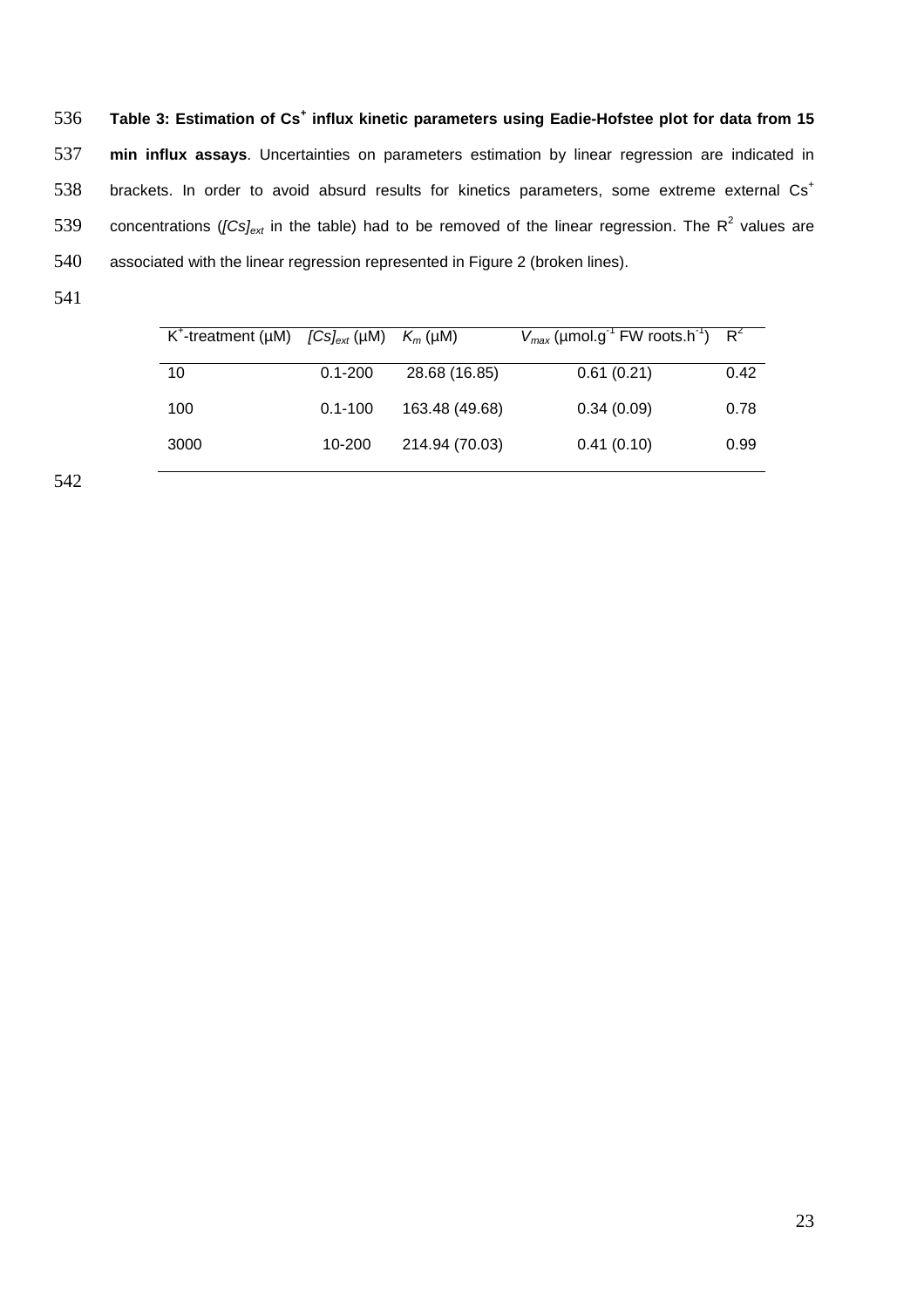**Table 3: Estimation of $Cs^+$ influx kinetic parameters using Eadie-Hofstee plot for data from 15 min influx assays**. Uncertainties on parameters estimation by linear regression are indicated in brackets. In order to avoid absurd results for kinetics parameters, some extreme external $Cs^+$ concentrations ($[Cs]_{ext}$ in the table) had to be removed of the linear regression. The $R^2$ values are associated with the linear regression represented in Figure 2 (broken lines).

| $K^+$-treatment (µM) | $[Cs]_{ext}$ (µM) | $K_m$ (µM) | $V_{max}$ (µmol.g$^{-1}$ FW roots.h$^{-1}$) | $R^2$ |
|---|---|---|---|---|
| 10 | 0.1-200 | 28.68 (16.85) | 0.61 (0.21) | 0.42 |
| 100 | 0.1-100 | 163.48 (49.68) | 0.34 (0.09) | 0.78 |
| 3000 | 10-200 | 214.94 (70.03) | 0.41 (0.10) | 0.99 |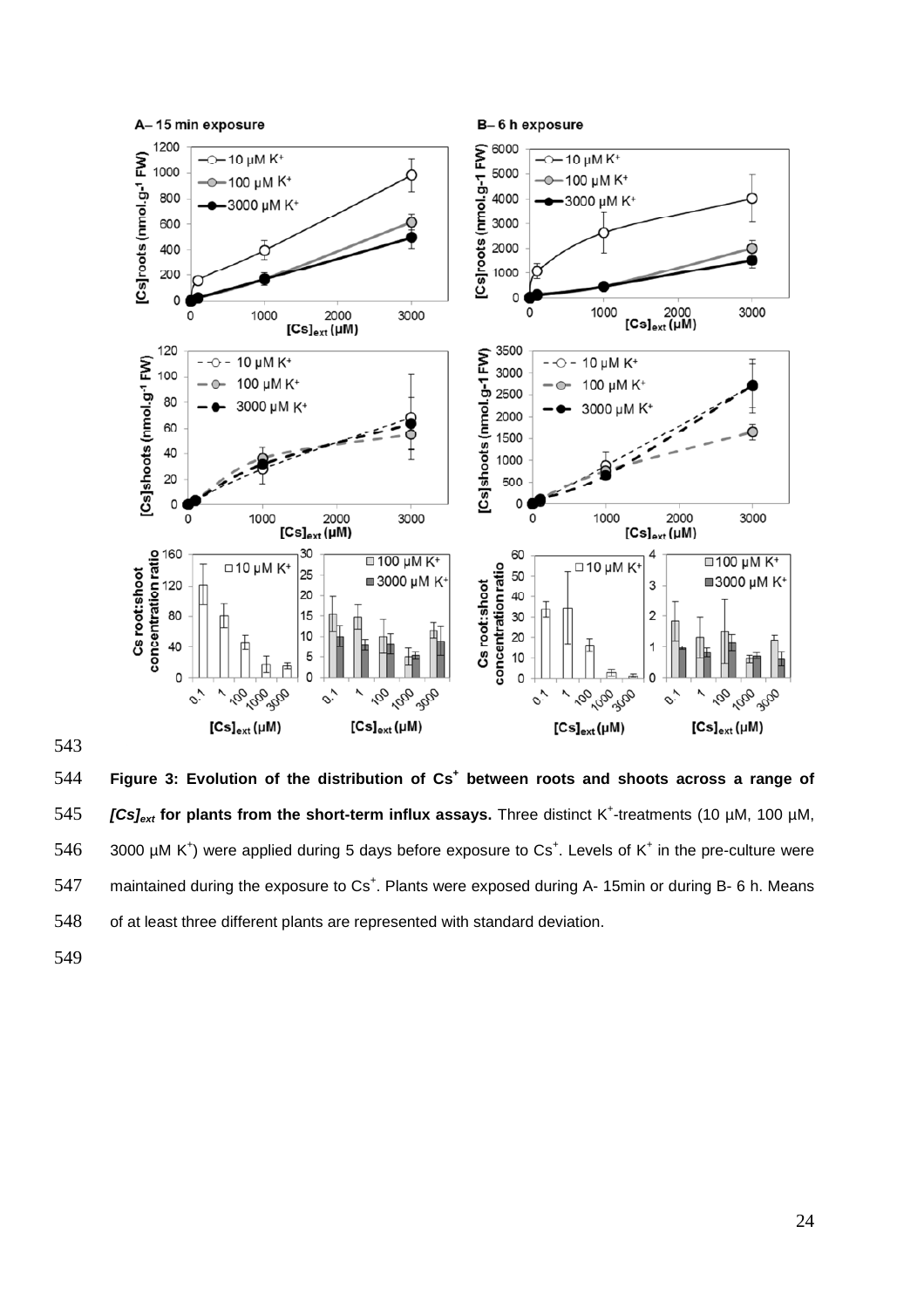A– 15 min exposure

B– 6 h exposure

[Cs]roots (nmol.g-1 FW)

10 µM K+

100 µM K+

3000 µM K+

[Cs]ext (µM)

[Cs]shoots (nmol.g-1 FW)

Cs root:shoot concentration ratio

0.1 1 100 1000 3000

**Figure 3: Evolution of the distribution of $Cs^+$ between roots and shoots across a range of *$[Cs]_{ext}$* for plants from the short-term influx assays.** Three distinct $K^+$-treatments (10 µM, 100 µM, 3000 µM $K^+$) were applied during 5 days before exposure to $Cs^+$. Levels of $K^+$ in the pre-culture were maintained during the exposure to $Cs^+$. Plants were exposed during A- 15min or during B- 6 h. Means of at least three different plants are represented with standard deviation.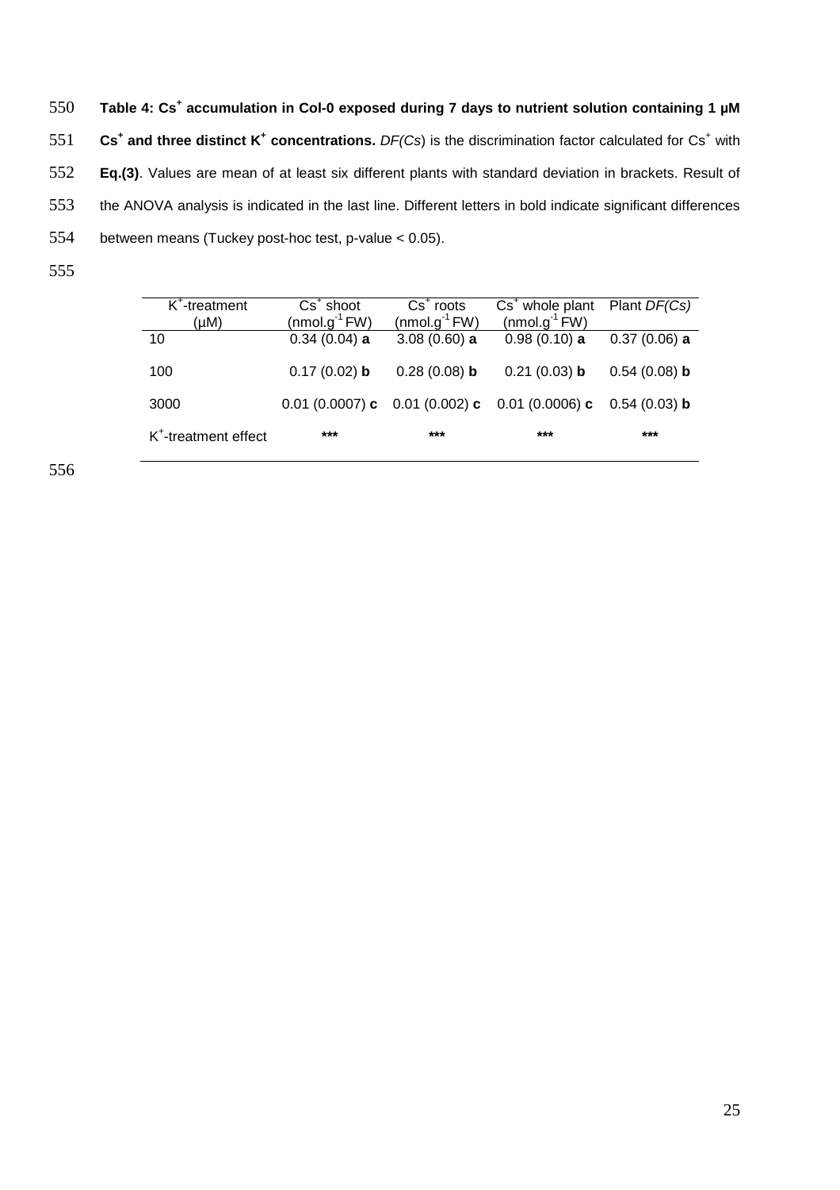**Table 4: $Cs^+$ accumulation in Col-0 exposed during 7 days to nutrient solution containing 1 µM $Cs^+$ and three distinct $K^+$ concentrations.** *DF(Cs)* is the discrimination factor calculated for $Cs^+$ with **Eq.(3)**. Values are mean of at least six different plants with standard deviation in brackets. Result of the ANOVA analysis is indicated in the last line. Different letters in bold indicate significant differences between means (Tuckey post-hoc test, p-value < 0.05).

| $K^+$-treatment (µM) | $Cs^+$ shoot ($nmol.g^{-1}$ FW) | $Cs^+$ roots ($nmol.g^{-1}$ FW) | $Cs^+$ whole plant ($nmol.g^{-1}$ FW) | Plant *DF(Cs)* |
|---|---|---|---|---|
| 10 | 0.34 (0.04) **a** | 3.08 (0.60) **a** | 0.98 (0.10) **a** | 0.37 (0.06) **a** |
| 100 | 0.17 (0.02) **b** | 0.28 (0.08) **b** | 0.21 (0.03) **b** | 0.54 (0.08) **b** |
| 3000 | 0.01 (0.0007) **c** | 0.01 (0.002) **c** | 0.01 (0.0006) **c** | 0.54 (0.03) **b** |
| $K^+$-treatment effect | *** | *** | *** | *** |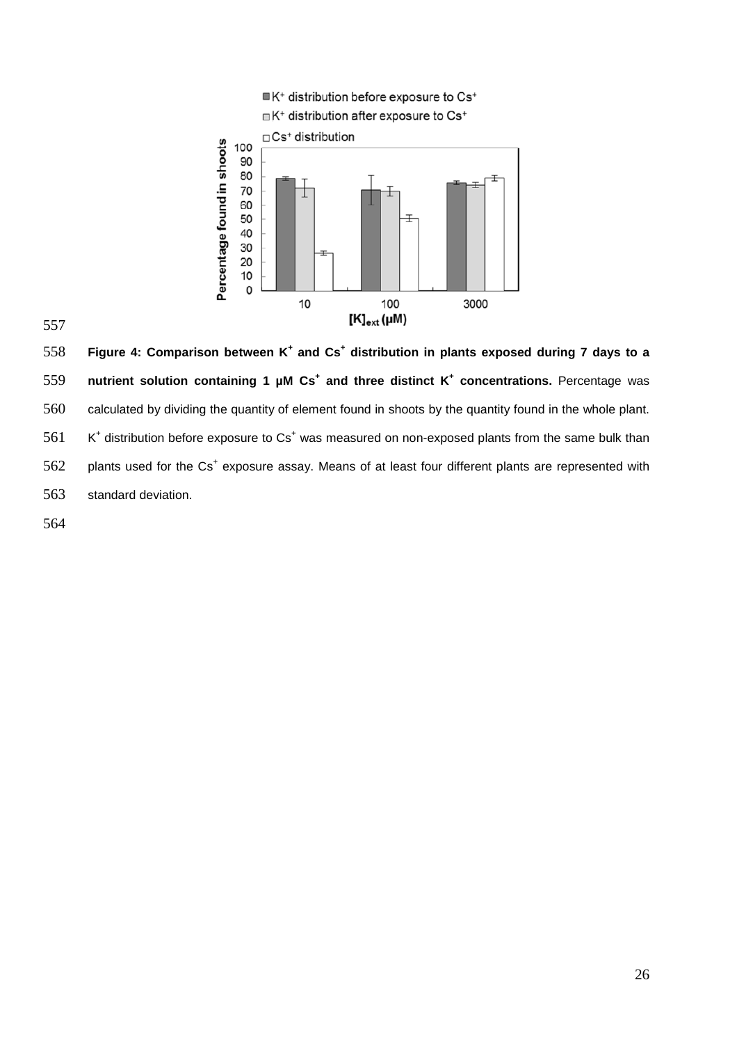■ $K^+$ distribution before exposure to $Cs^+$
□ $K^+$ distribution after exposure to $Cs^+$
□ $Cs^+$ distribution

Percentage found in shoots

100
90
80
70
60
50
40
30
20
10
0

10
100
3000

$[K]_{ext}$ (μM)

**Figure 4: Comparison between $K^+$ and $Cs^+$ distribution in plants exposed during 7 days to a nutrient solution containing 1 μM $Cs^+$ and three distinct $K^+$ concentrations.** Percentage was calculated by dividing the quantity of element found in shoots by the quantity found in the whole plant. $K^+$ distribution before exposure to $Cs^+$ was measured on non-exposed plants from the same bulk than plants used for the $Cs^+$ exposure assay. Means of at least four different plants are represented with standard deviation.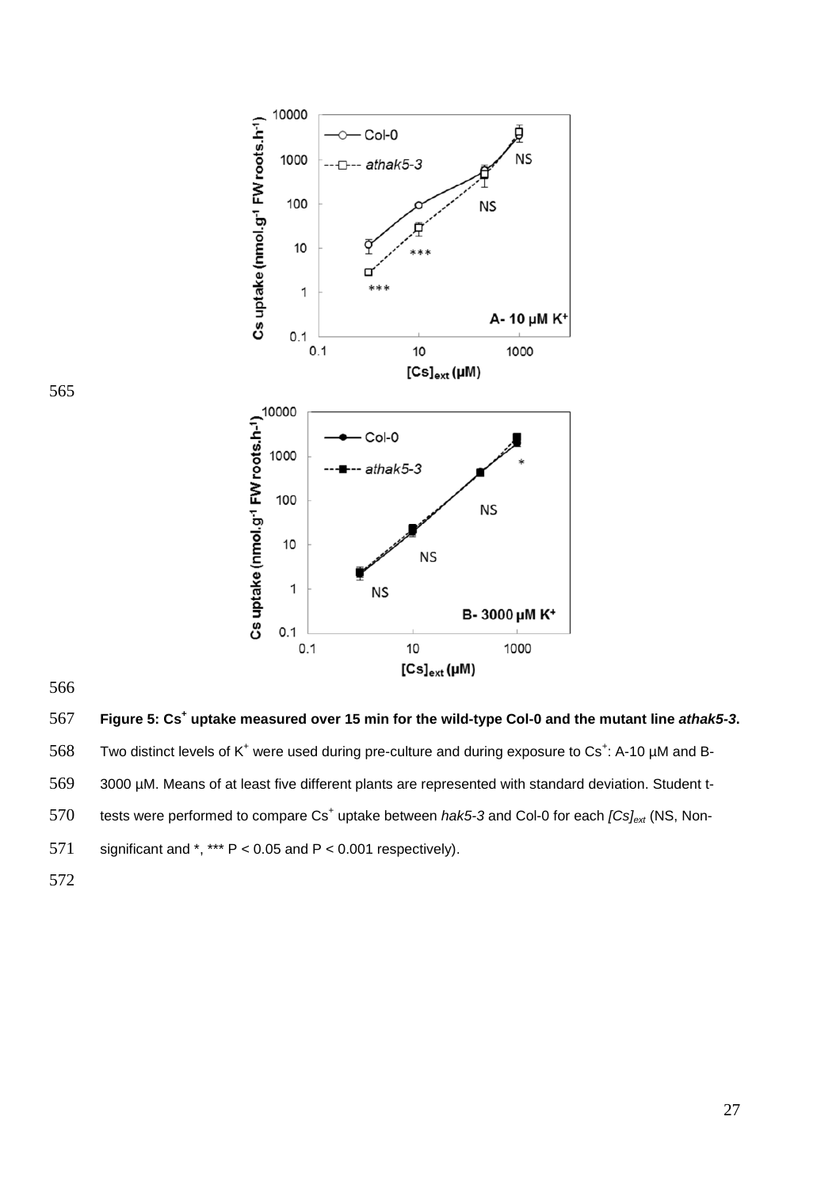10000

Col-0

athak5-3

1000

100

10

1

0.1

Cs uptake (nmol.g-1 FW roots.h-1)

0.1

10

1000

[Cs]ext (µM)

NS

NS

***

***

A- 10 µM K+

10000

Col-0

athak5-3

1000

100

10

1

0.1

Cs uptake (nmol.g-1 FW roots.h-1)

0.1

10

1000

[Cs]ext (µM)

*

NS

NS

NS

B- 3000 µM K+

**Figure 5: $Cs^+$ uptake measured over 15 min for the wild-type Col-0 and the mutant line *athak5-3*.** Two distinct levels of $K^+$ were used during pre-culture and during exposure to $Cs^+$: A-10 µM and B-3000 µM. Means of at least five different plants are represented with standard deviation. Student t-tests were performed to compare $Cs^+$ uptake between *hak5-3* and Col-0 for each $[Cs]_{ext}$ (NS, Non-significant and *, *** $P < 0.05$ and $P < 0.001$ respectively).